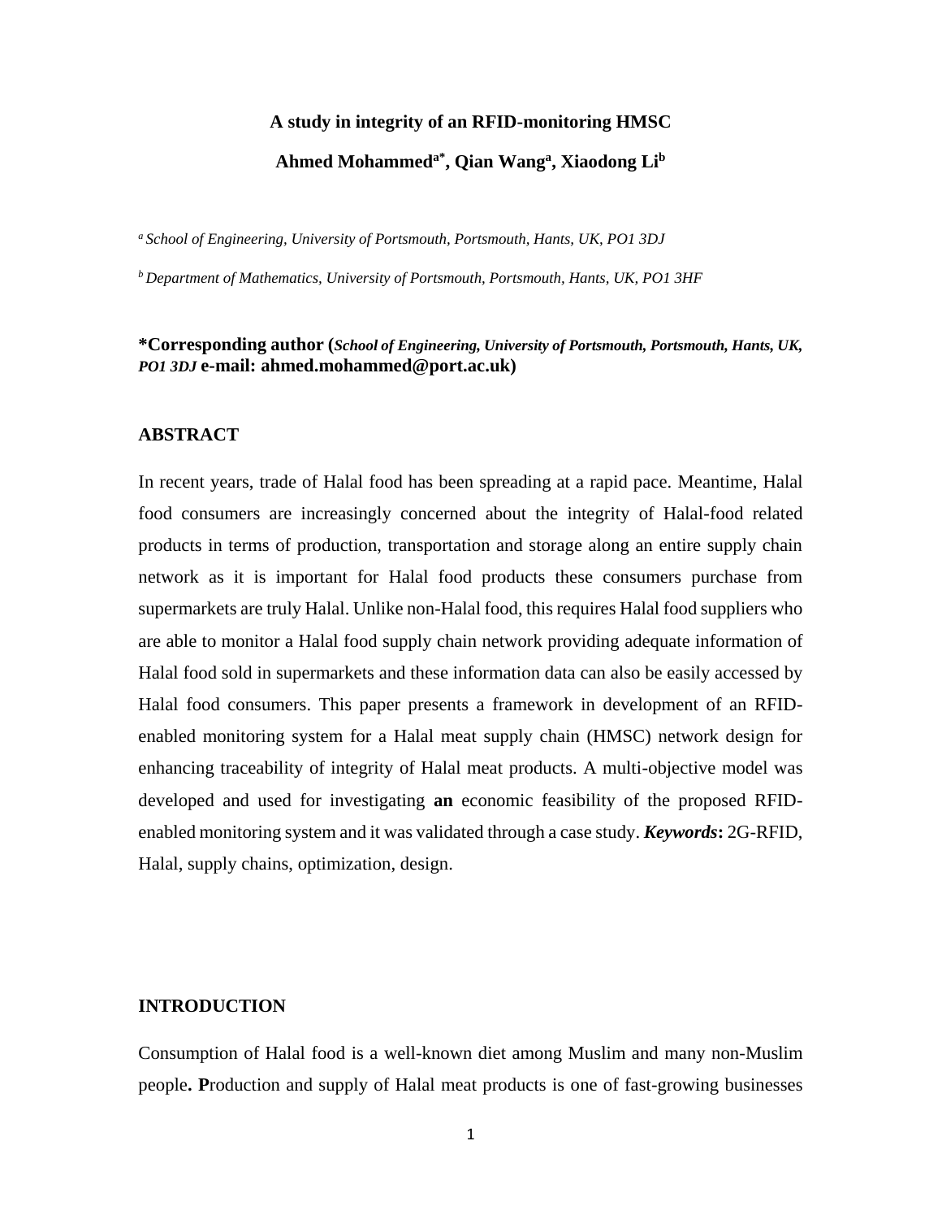# A study in integrity of an RFID-monitoring HMSC

**Ahmed Mohammed[a*], Qian Wang[a], Xiaodong Li[b]**

*[a] School of Engineering, University of Portsmouth, Portsmouth, Hants, UK, PO1 3DJ*

*[b] Department of Mathematics, University of Portsmouth, Portsmouth, Hants, UK, PO1 3HF*

**\*Corresponding author (*School of Engineering, University of Portsmouth, Portsmouth, Hants, UK, PO1 3DJ* e-mail: ahmed.mohammed@port.ac.uk)**

## ABSTRACT

In recent years, trade of Halal food has been spreading at a rapid pace. Meantime, Halal food consumers are increasingly concerned about the integrity of Halal-food related products in terms of production, transportation and storage along an entire supply chain network as it is important for Halal food products these consumers purchase from supermarkets are truly Halal. Unlike non-Halal food, this requires Halal food suppliers who are able to monitor a Halal food supply chain network providing adequate information of Halal food sold in supermarkets and these information data can also be easily accessed by Halal food consumers. This paper presents a framework in development of an RFID-enabled monitoring system for a Halal meat supply chain (HMSC) network design for enhancing traceability of integrity of Halal meat products. A multi-objective model was developed and used for investigating **an** economic feasibility of the proposed RFID-enabled monitoring system and it was validated through a case study. ***Keywords*****:** 2G-RFID, Halal, supply chains, optimization, design.

## INTRODUCTION

Consumption of Halal food is a well-known diet among Muslim and many non-Muslim people**. P**roduction and supply of Halal meat products is one of fast-growing businesses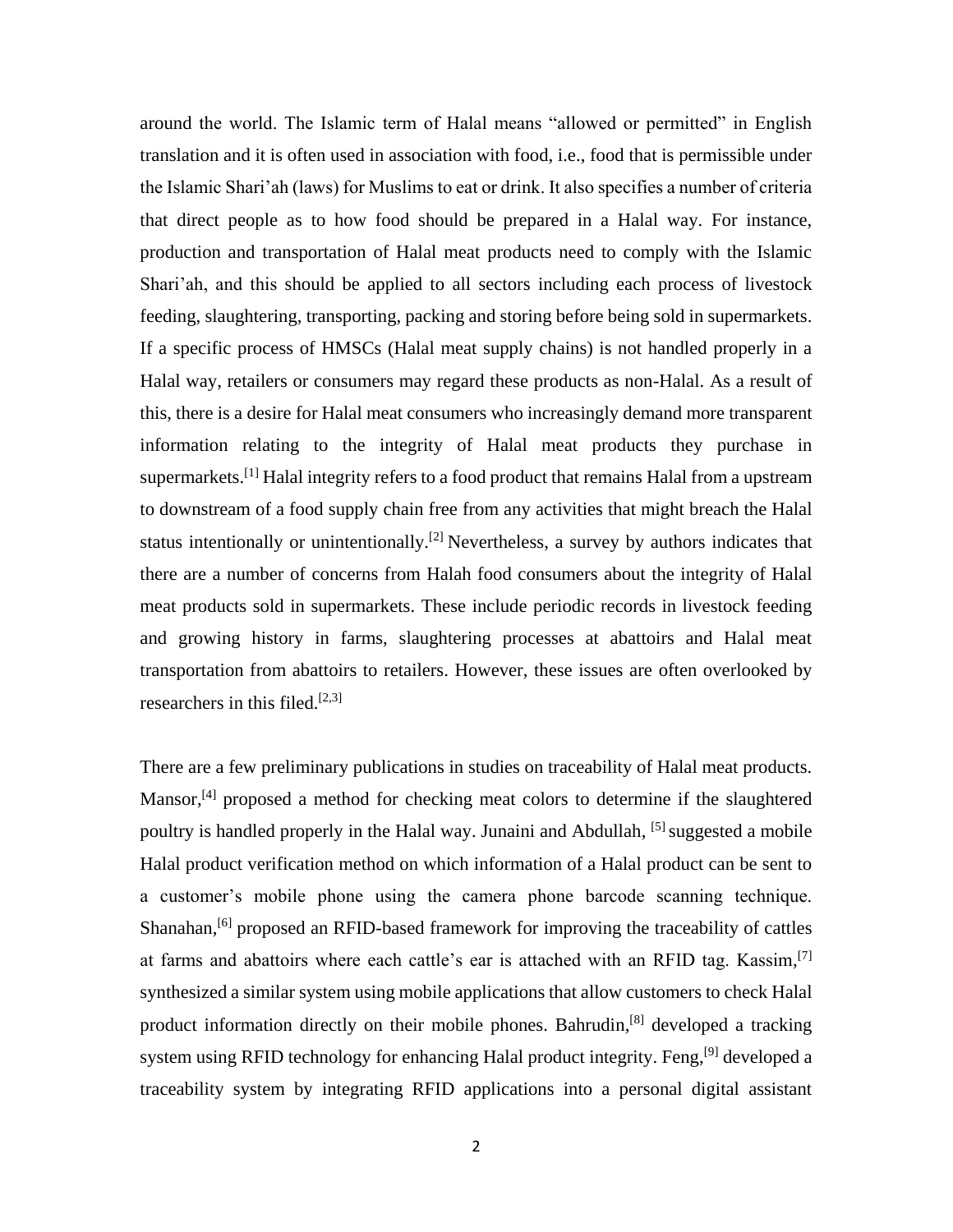around the world. The Islamic term of Halal means "allowed or permitted" in English translation and it is often used in association with food, i.e., food that is permissible under the Islamic Shari'ah (laws) for Muslims to eat or drink. It also specifies a number of criteria that direct people as to how food should be prepared in a Halal way. For instance, production and transportation of Halal meat products need to comply with the Islamic Shari'ah, and this should be applied to all sectors including each process of livestock feeding, slaughtering, transporting, packing and storing before being sold in supermarkets. If a specific process of HMSCs (Halal meat supply chains) is not handled properly in a Halal way, retailers or consumers may regard these products as non-Halal. As a result of this, there is a desire for Halal meat consumers who increasingly demand more transparent information relating to the integrity of Halal meat products they purchase in supermarkets.[1] Halal integrity refers to a food product that remains Halal from a upstream to downstream of a food supply chain free from any activities that might breach the Halal status intentionally or unintentionally.[2] Nevertheless, a survey by authors indicates that there are a number of concerns from Halah food consumers about the integrity of Halal meat products sold in supermarkets. These include periodic records in livestock feeding and growing history in farms, slaughtering processes at abattoirs and Halal meat transportation from abattoirs to retailers. However, these issues are often overlooked by researchers in this filed.[2,3]

There are a few preliminary publications in studies on traceability of Halal meat products. Mansor,[4] proposed a method for checking meat colors to determine if the slaughtered poultry is handled properly in the Halal way. Junaini and Abdullah, [5] suggested a mobile Halal product verification method on which information of a Halal product can be sent to a customer's mobile phone using the camera phone barcode scanning technique. Shanahan,[6] proposed an RFID-based framework for improving the traceability of cattles at farms and abattoirs where each cattle's ear is attached with an RFID tag. Kassim,[7] synthesized a similar system using mobile applications that allow customers to check Halal product information directly on their mobile phones. Bahrudin,[8] developed a tracking system using RFID technology for enhancing Halal product integrity. Feng,[9] developed a traceability system by integrating RFID applications into a personal digital assistant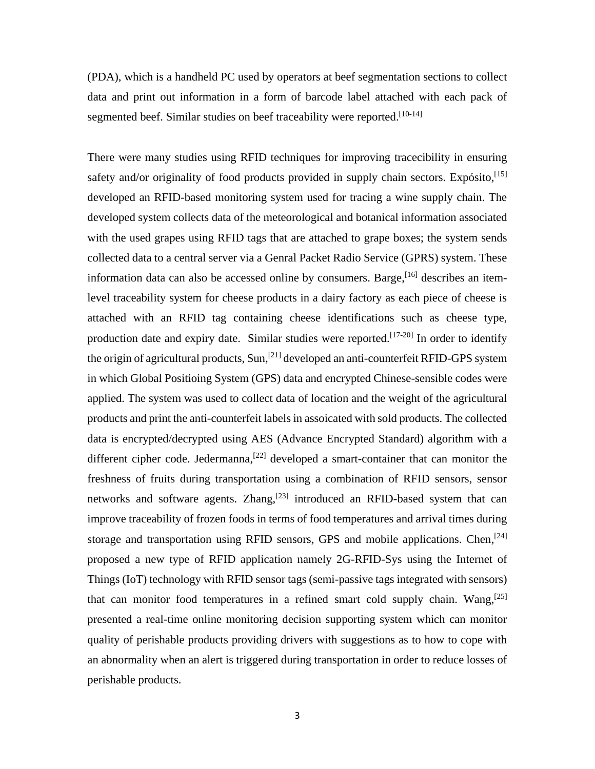(PDA), which is a handheld PC used by operators at beef segmentation sections to collect data and print out information in a form of barcode label attached with each pack of segmented beef. Similar studies on beef traceability were reported.[10-14]

There were many studies using RFID techniques for improving tracecibility in ensuring safety and/or originality of food products provided in supply chain sectors. Expósito,[15] developed an RFID-based monitoring system used for tracing a wine supply chain. The developed system collects data of the meteorological and botanical information associated with the used grapes using RFID tags that are attached to grape boxes; the system sends collected data to a central server via a Genral Packet Radio Service (GPRS) system. These information data can also be accessed online by consumers. Barge,[16] describes an item-level traceability system for cheese products in a dairy factory as each piece of cheese is attached with an RFID tag containing cheese identifications such as cheese type, production date and expiry date. Similar studies were reported.[17-20] In order to identify the origin of agricultural products, Sun,[21] developed an anti-counterfeit RFID-GPS system in which Global Positioing System (GPS) data and encrypted Chinese-sensible codes were applied. The system was used to collect data of location and the weight of the agricultural products and print the anti-counterfeit labels in assoicated with sold products. The collected data is encrypted/decrypted using AES (Advance Encrypted Standard) algorithm with a different cipher code. Jedermanna,[22] developed a smart-container that can monitor the freshness of fruits during transportation using a combination of RFID sensors, sensor networks and software agents. Zhang,[23] introduced an RFID-based system that can improve traceability of frozen foods in terms of food temperatures and arrival times during storage and transportation using RFID sensors, GPS and mobile applications. Chen,[24] proposed a new type of RFID application namely 2G-RFID-Sys using the Internet of Things (IoT) technology with RFID sensor tags (semi-passive tags integrated with sensors) that can monitor food temperatures in a refined smart cold supply chain. Wang,[25] presented a real-time online monitoring decision supporting system which can monitor quality of perishable products providing drivers with suggestions as to how to cope with an abnormality when an alert is triggered during transportation in order to reduce losses of perishable products.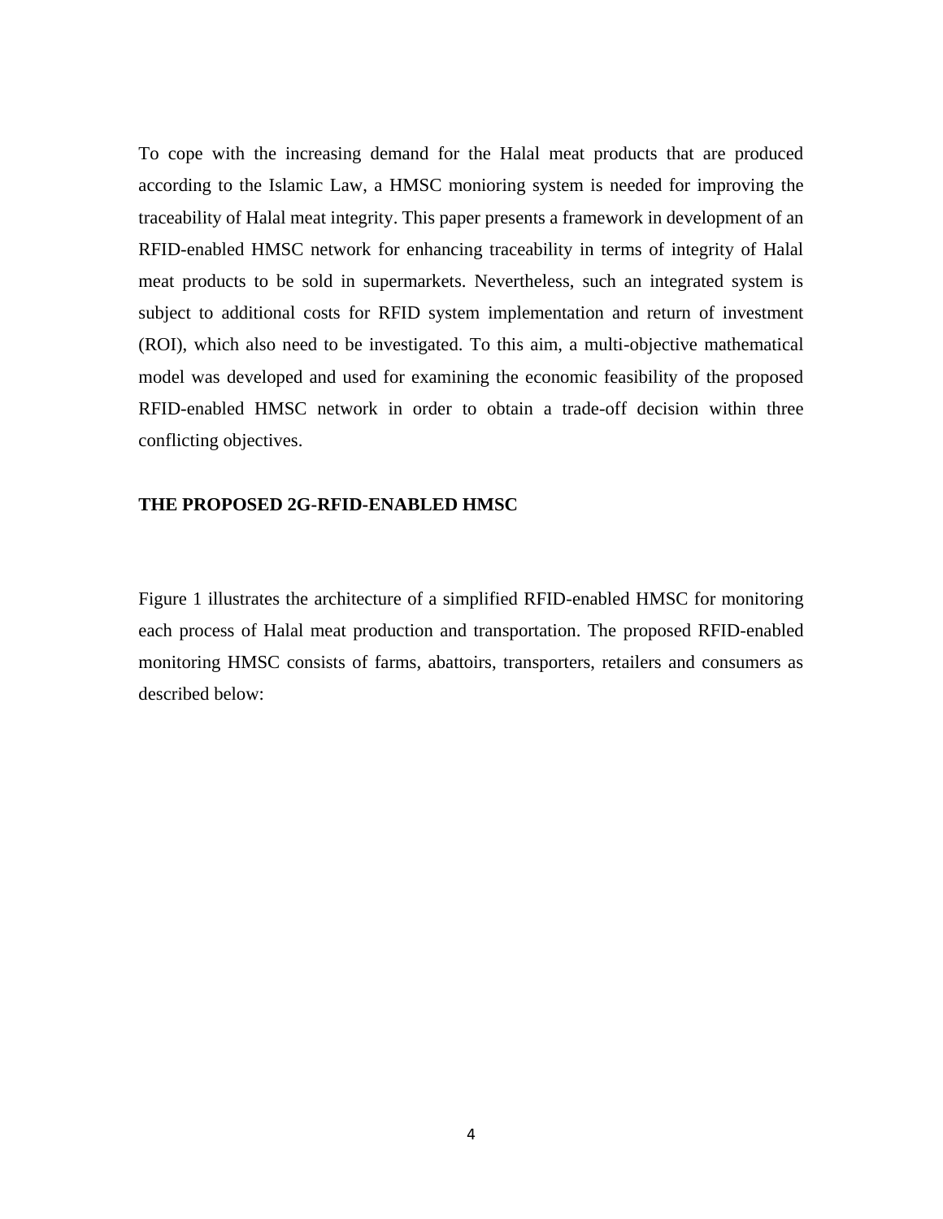To cope with the increasing demand for the Halal meat products that are produced according to the Islamic Law, a HMSC monioring system is needed for improving the traceability of Halal meat integrity. This paper presents a framework in development of an RFID-enabled HMSC network for enhancing traceability in terms of integrity of Halal meat products to be sold in supermarkets. Nevertheless, such an integrated system is subject to additional costs for RFID system implementation and return of investment (ROI), which also need to be investigated. To this aim, a multi-objective mathematical model was developed and used for examining the economic feasibility of the proposed RFID-enabled HMSC network in order to obtain a trade-off decision within three conflicting objectives.

## THE PROPOSED 2G-RFID-ENABLED HMSC

Figure 1 illustrates the architecture of a simplified RFID-enabled HMSC for monitoring each process of Halal meat production and transportation. The proposed RFID-enabled monitoring HMSC consists of farms, abattoirs, transporters, retailers and consumers as described below: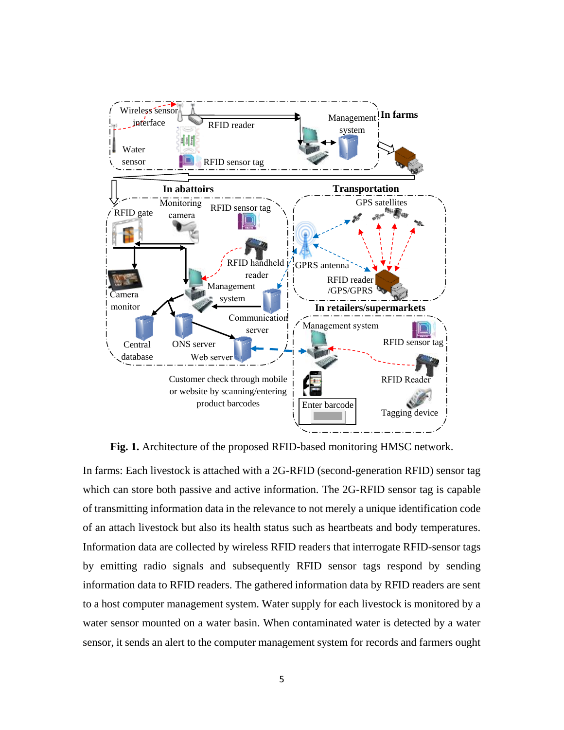**Fig. 1.** Architecture of the proposed RFID-based monitoring HMSC network.

In farms: Each livestock is attached with a 2G-RFID (second-generation RFID) sensor tag which can store both passive and active information. The 2G-RFID sensor tag is capable of transmitting information data in the relevance to not merely a unique identification code of an attach livestock but also its health status such as heartbeats and body temperatures. Information data are collected by wireless RFID readers that interrogate RFID-sensor tags by emitting radio signals and subsequently RFID sensor tags respond by sending information data to RFID readers. The gathered information data by RFID readers are sent to a host computer management system. Water supply for each livestock is monitored by a water sensor mounted on a water basin. When contaminated water is detected by a water sensor, it sends an alert to the computer management system for records and farmers ought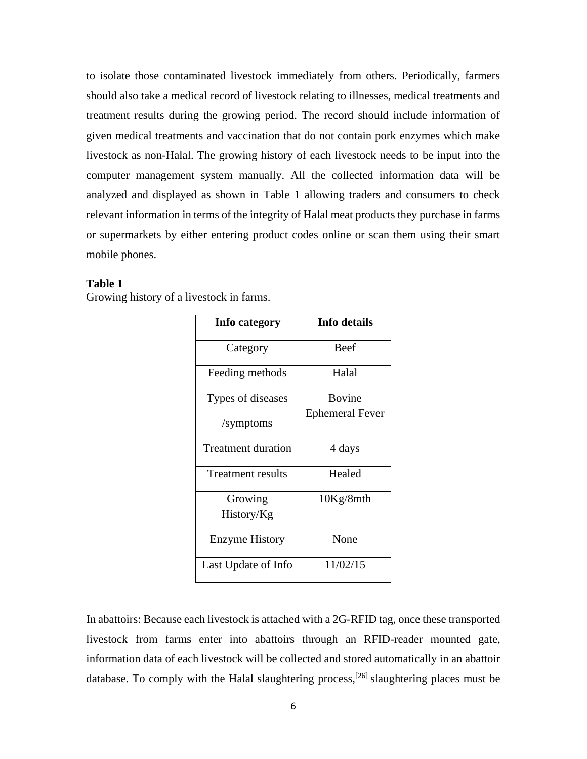to isolate those contaminated livestock immediately from others. Periodically, farmers should also take a medical record of livestock relating to illnesses, medical treatments and treatment results during the growing period. The record should include information of given medical treatments and vaccination that do not contain pork enzymes which make livestock as non-Halal. The growing history of each livestock needs to be input into the computer management system manually. All the collected information data will be analyzed and displayed as shown in Table 1 allowing traders and consumers to check relevant information in terms of the integrity of Halal meat products they purchase in farms or supermarkets by either entering product codes online or scan them using their smart mobile phones.

**Table 1**
Growing history of a livestock in farms.

| Info category | Info details |
|---|---|
| Category | Beef |
| Feeding methods | Halal |
| Types of diseases /symptoms | Bovine Ephemeral Fever |
| Treatment duration | 4 days |
| Treatment results | Healed |
| Growing History/Kg | 10Kg/8mth |
| Enzyme History | None |
| Last Update of Info | 11/02/15 |

In abattoirs: Because each livestock is attached with a 2G-RFID tag, once these transported livestock from farms enter into abattoirs through an RFID-reader mounted gate, information data of each livestock will be collected and stored automatically in an abattoir database. To comply with the Halal slaughtering process,[26] slaughtering places must be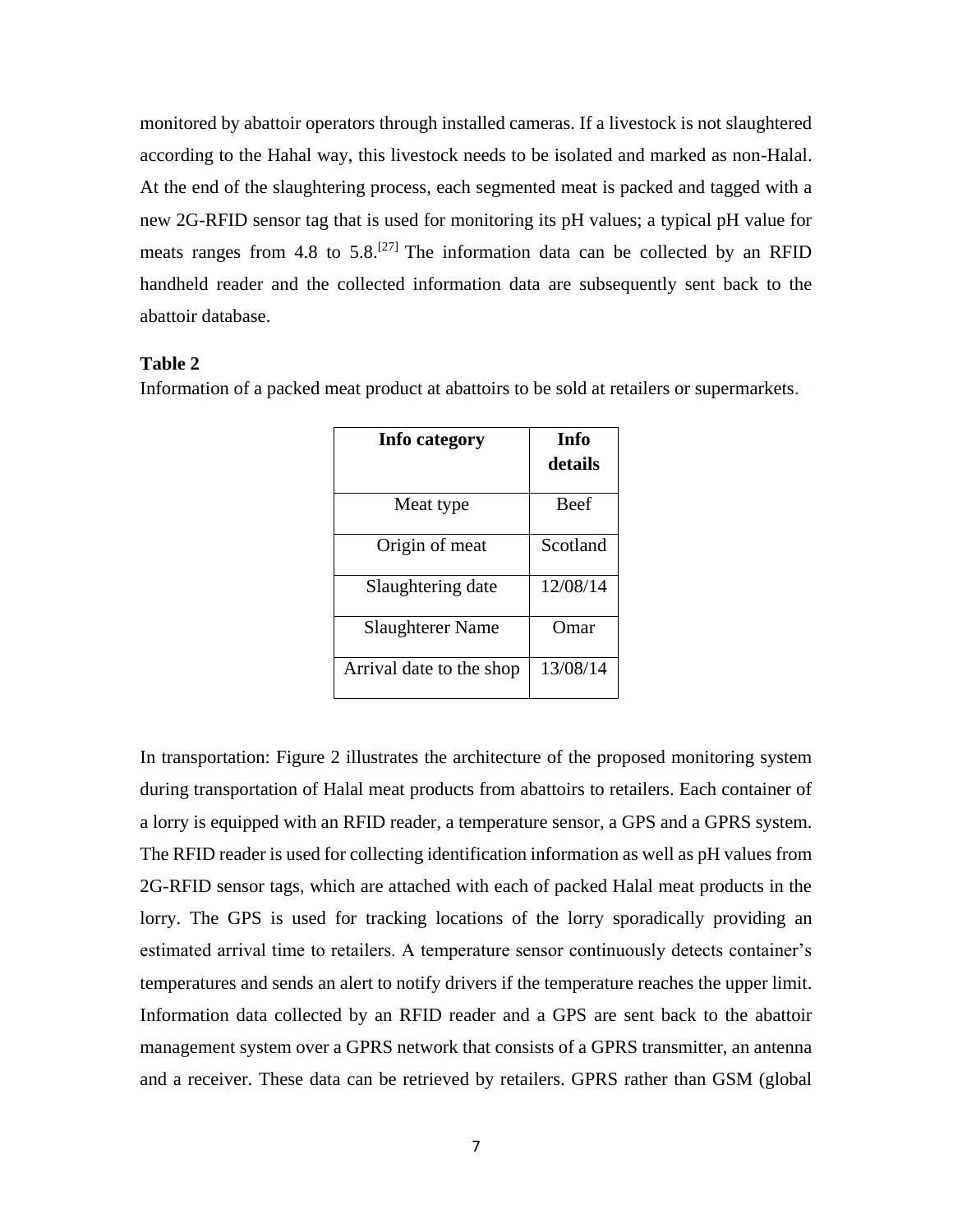monitored by abattoir operators through installed cameras. If a livestock is not slaughtered according to the Hahal way, this livestock needs to be isolated and marked as non-Halal. At the end of the slaughtering process, each segmented meat is packed and tagged with a new 2G-RFID sensor tag that is used for monitoring its pH values; a typical pH value for meats ranges from 4.8 to 5.8.[27] The information data can be collected by an RFID handheld reader and the collected information data are subsequently sent back to the abattoir database.

**Table 2**

Information of a packed meat product at abattoirs to be sold at retailers or supermarkets.

| Info category | Info details |
| --- | --- |
| Meat type | Beef |
| Origin of meat | Scotland |
| Slaughtering date | 12/08/14 |
| Slaughterer Name | Omar |
| Arrival date to the shop | 13/08/14 |

In transportation: Figure 2 illustrates the architecture of the proposed monitoring system during transportation of Halal meat products from abattoirs to retailers. Each container of a lorry is equipped with an RFID reader, a temperature sensor, a GPS and a GPRS system. The RFID reader is used for collecting identification information as well as pH values from 2G-RFID sensor tags, which are attached with each of packed Halal meat products in the lorry. The GPS is used for tracking locations of the lorry sporadically providing an estimated arrival time to retailers. A temperature sensor continuously detects container's temperatures and sends an alert to notify drivers if the temperature reaches the upper limit. Information data collected by an RFID reader and a GPS are sent back to the abattoir management system over a GPRS network that consists of a GPRS transmitter, an antenna and a receiver. These data can be retrieved by retailers. GPRS rather than GSM (global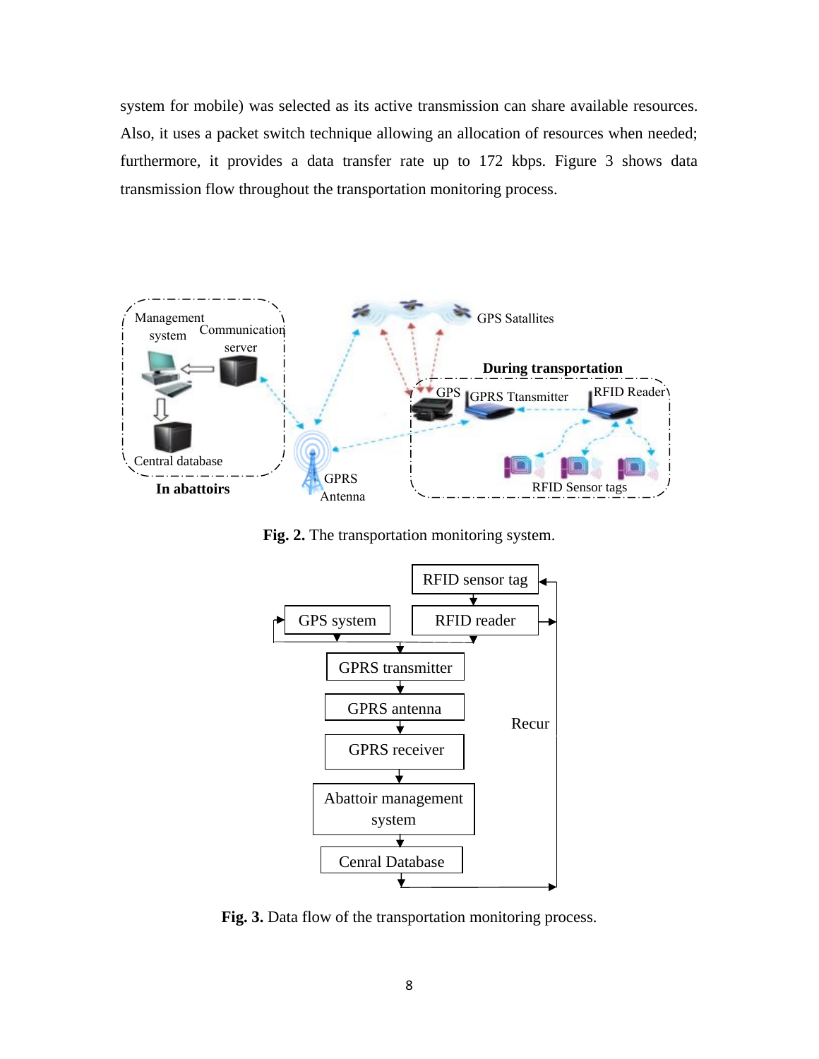system for mobile) was selected as its active transmission can share available resources. Also, it uses a packet switch technique allowing an allocation of resources when needed; furthermore, it provides a data transfer rate up to 172 kbps. Figure 3 shows data transmission flow throughout the transportation monitoring process.

**Fig. 2.** The transportation monitoring system.

**Fig. 3.** Data flow of the transportation monitoring process.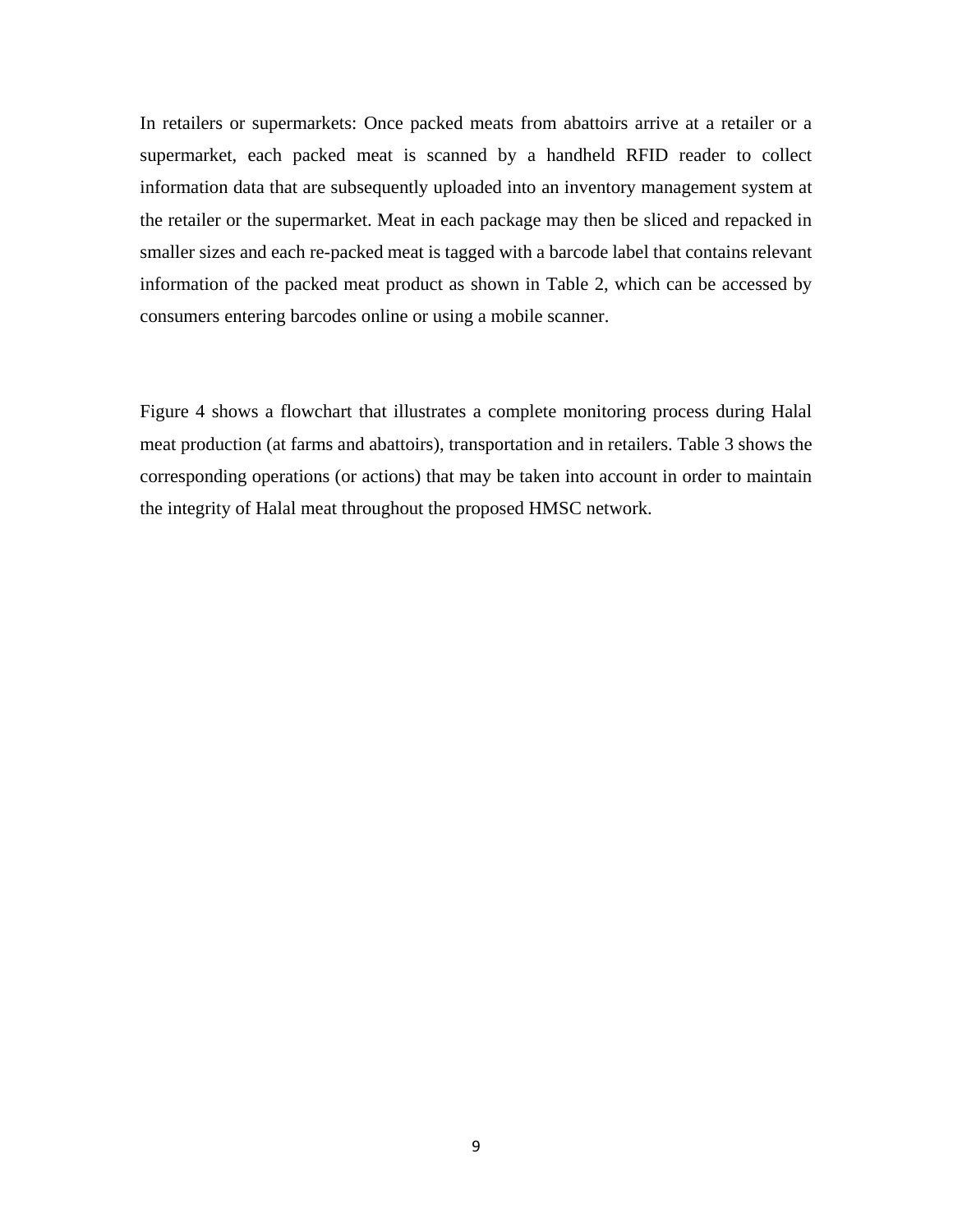In retailers or supermarkets: Once packed meats from abattoirs arrive at a retailer or a supermarket, each packed meat is scanned by a handheld RFID reader to collect information data that are subsequently uploaded into an inventory management system at the retailer or the supermarket. Meat in each package may then be sliced and repacked in smaller sizes and each re-packed meat is tagged with a barcode label that contains relevant information of the packed meat product as shown in Table 2, which can be accessed by consumers entering barcodes online or using a mobile scanner.

Figure 4 shows a flowchart that illustrates a complete monitoring process during Halal meat production (at farms and abattoirs), transportation and in retailers. Table 3 shows the corresponding operations (or actions) that may be taken into account in order to maintain the integrity of Halal meat throughout the proposed HMSC network.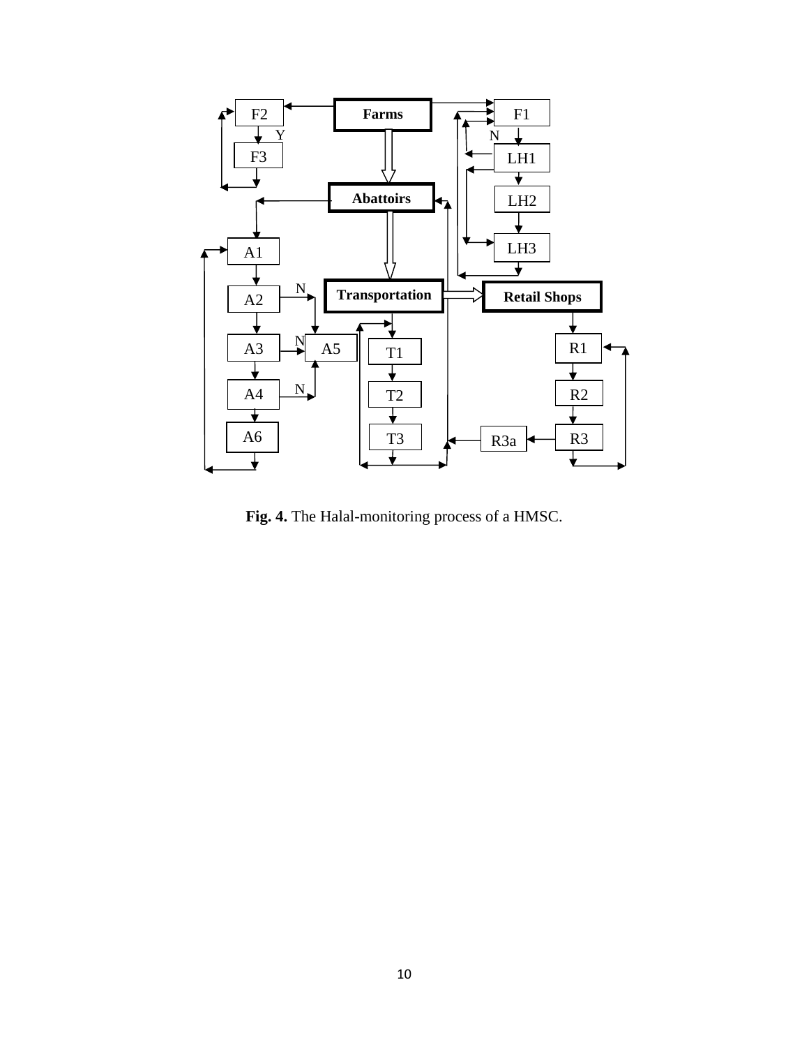**Fig. 4.** The Halal-monitoring process of a HMSC.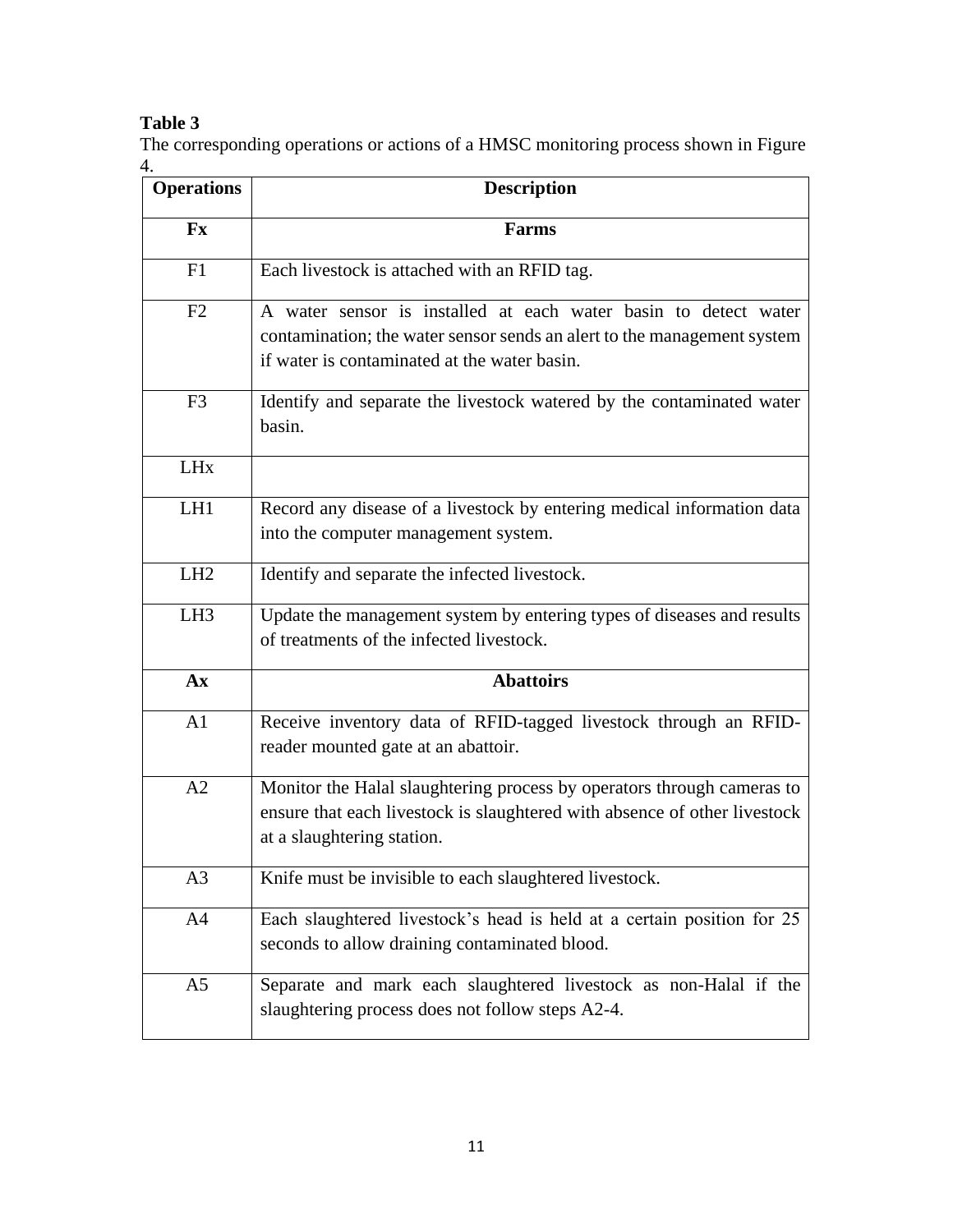**Table 3**
The corresponding operations or actions of a HMSC monitoring process shown in Figure 4.

| Operations | Description |
|---|---|
| **Fx** | **Farms** |
| F1 | Each livestock is attached with an RFID tag. |
| F2 | A water sensor is installed at each water basin to detect water contamination; the water sensor sends an alert to the management system if water is contaminated at the water basin. |
| F3 | Identify and separate the livestock watered by the contaminated water basin. |
| LHx | |
| LH1 | Record any disease of a livestock by entering medical information data into the computer management system. |
| LH2 | Identify and separate the infected livestock. |
| LH3 | Update the management system by entering types of diseases and results of treatments of the infected livestock. |
| **Ax** | **Abattoirs** |
| A1 | Receive inventory data of RFID-tagged livestock through an RFID-reader mounted gate at an abattoir. |
| A2 | Monitor the Halal slaughtering process by operators through cameras to ensure that each livestock is slaughtered with absence of other livestock at a slaughtering station. |
| A3 | Knife must be invisible to each slaughtered livestock. |
| A4 | Each slaughtered livestock's head is held at a certain position for 25 seconds to allow draining contaminated blood. |
| A5 | Separate and mark each slaughtered livestock as non-Halal if the slaughtering process does not follow steps A2-4. |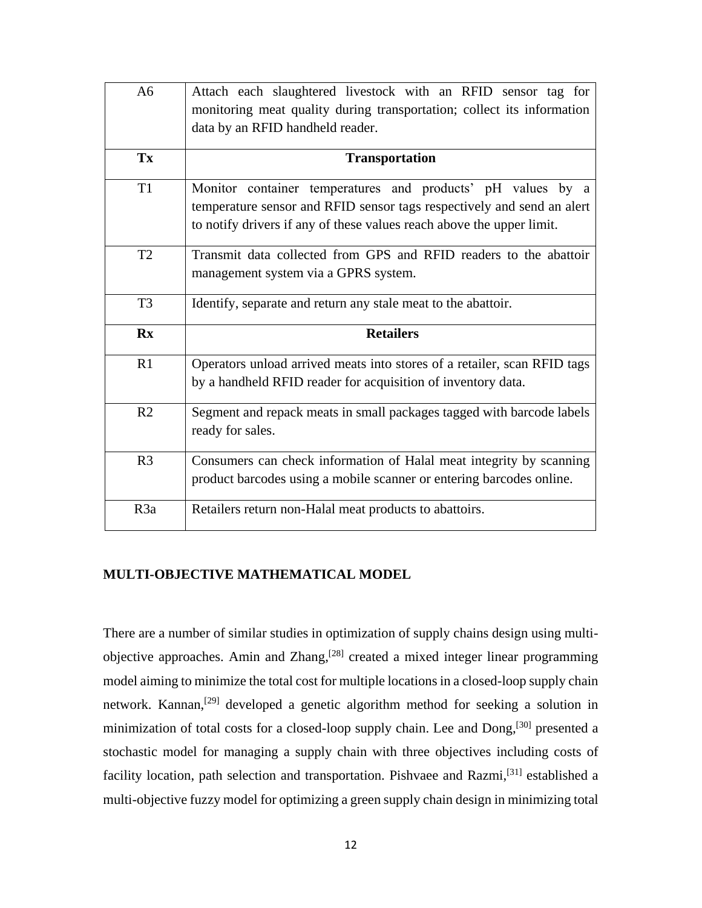| A6 | Attach each slaughtered livestock with an RFID sensor tag for monitoring meat quality during transportation; collect its information data by an RFID handheld reader. |
|---|---|
| **Tx** | **Transportation** |
| T1 | Monitor container temperatures and products' pH values by a temperature sensor and RFID sensor tags respectively and send an alert to notify drivers if any of these values reach above the upper limit. |
| T2 | Transmit data collected from GPS and RFID readers to the abattoir management system via a GPRS system. |
| T3 | Identify, separate and return any stale meat to the abattoir. |
| **Rx** | **Retailers** |
| R1 | Operators unload arrived meats into stores of a retailer, scan RFID tags by a handheld RFID reader for acquisition of inventory data. |
| R2 | Segment and repack meats in small packages tagged with barcode labels ready for sales. |
| R3 | Consumers can check information of Halal meat integrity by scanning product barcodes using a mobile scanner or entering barcodes online. |
| R3a | Retailers return non-Halal meat products to abattoirs. |

## MULTI-OBJECTIVE MATHEMATICAL MODEL

There are a number of similar studies in optimization of supply chains design using multi-objective approaches. Amin and Zhang,[28] created a mixed integer linear programming model aiming to minimize the total cost for multiple locations in a closed-loop supply chain network. Kannan,[29] developed a genetic algorithm method for seeking a solution in minimization of total costs for a closed-loop supply chain. Lee and Dong,[30] presented a stochastic model for managing a supply chain with three objectives including costs of facility location, path selection and transportation. Pishvaee and Razmi,[31] established a multi-objective fuzzy model for optimizing a green supply chain design in minimizing total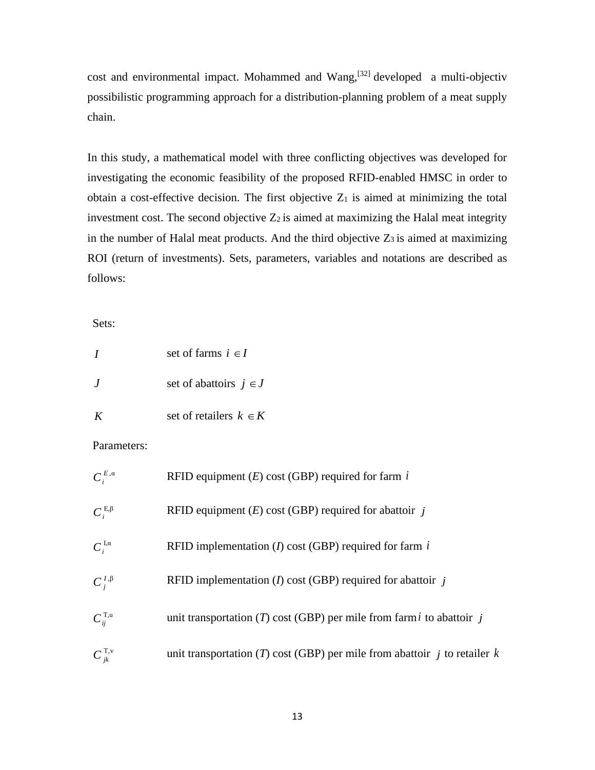cost and environmental impact. Mohammed and Wang,[32] developed a multi-objectiv possibilistic programming approach for a distribution-planning problem of a meat supply chain.

In this study, a mathematical model with three conflicting objectives was developed for investigating the economic feasibility of the proposed RFID-enabled HMSC in order to obtain a cost-effective decision. The first objective $Z_1$ is aimed at minimizing the total investment cost. The second objective $Z_2$ is aimed at maximizing the Halal meat integrity in the number of Halal meat products. And the third objective $Z_3$ is aimed at maximizing ROI (return of investments). Sets, parameters, variables and notations are described as follows:

Sets:

| | |
|---|---|
| $I$ | set of farms $i \in I$ |
| $J$ | set of abattoirs $j \in J$ |
| $K$ | set of retailers $k \in K$ |

Parameters:

| | |
|---|---|
| $C_i^{E,\alpha}$ | RFID equipment (*E*) cost (GBP) required for farm $i$ |
| $C_i^{E,\beta}$ | RFID equipment (*E*) cost (GBP) required for abattoir $j$ |
| $C_i^{I,\alpha}$ | RFID implementation (*I*) cost (GBP) required for farm $i$ |
| $C_j^{I,\beta}$ | RFID implementation (*I*) cost (GBP) required for abattoir $j$ |
| $C_{ij}^{T,u}$ | unit transportation (*T*) cost (GBP) per mile from farm $i$ to abattoir $j$ |
| $C_{jk}^{T,v}$ | unit transportation (*T*) cost (GBP) per mile from abattoir $j$ to retailer $k$ |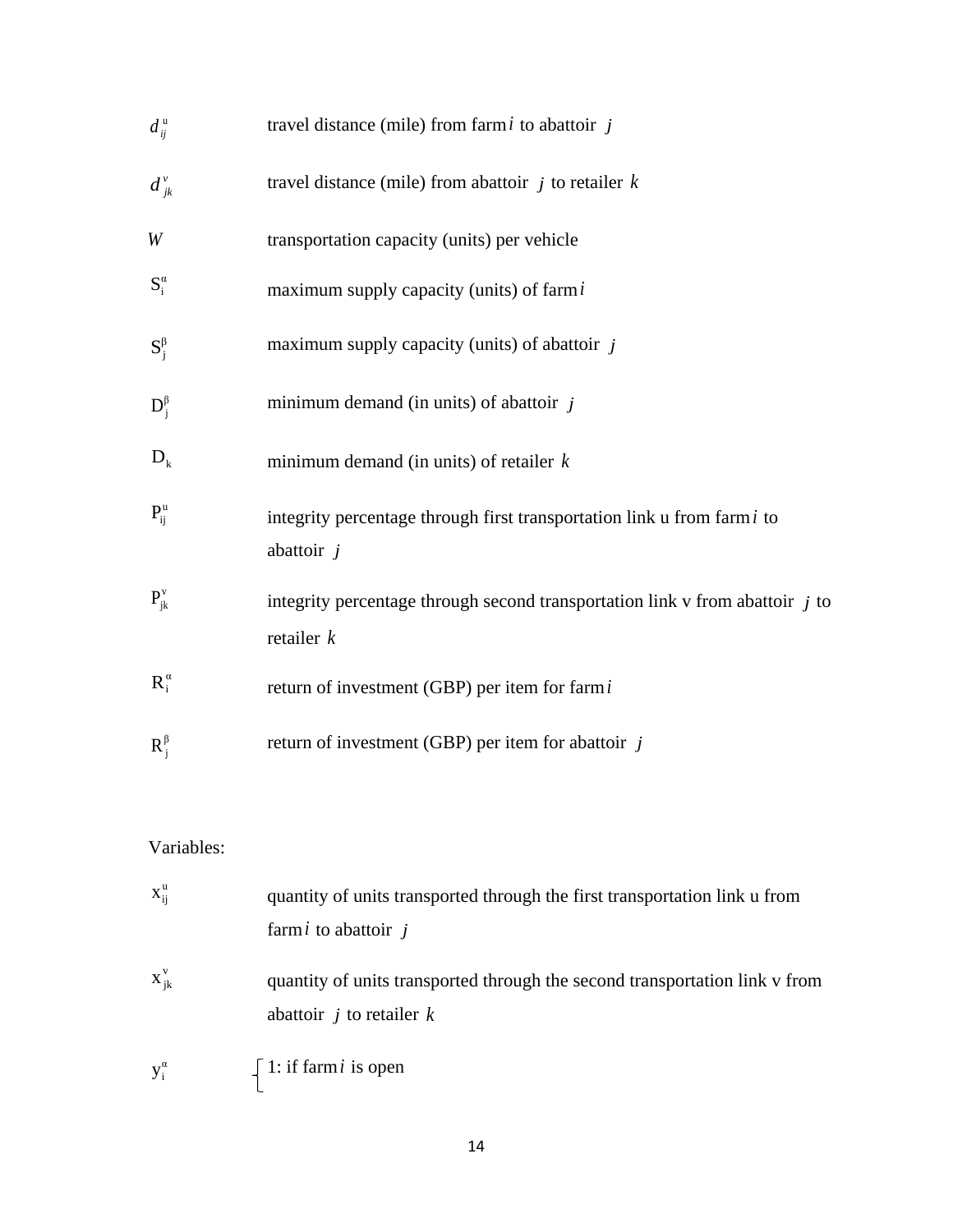$d_{ij}^{u}$ travel distance (mile) from farm $i$ to abattoir $j$

$d_{jk}^{v}$ travel distance (mile) from abattoir $j$ to retailer $k$

$W$ transportation capacity (units) per vehicle

$S_i^{\alpha}$ maximum supply capacity (units) of farm $i$

$S_j^{\beta}$ maximum supply capacity (units) of abattoir $j$

$D_j^{\beta}$ minimum demand (in units) of abattoir $j$

$D_k$ minimum demand (in units) of retailer $k$

$P_{ij}^{u}$ integrity percentage through first transportation link u from farm $i$ to abattoir $j$

$P_{jk}^{v}$ integrity percentage through second transportation link v from abattoir $j$ to retailer $k$

$R_i^{\alpha}$ return of investment (GBP) per item for farm $i$

$R_j^{\beta}$ return of investment (GBP) per item for abattoir $j$

Variables:

$x_{ij}^{u}$ quantity of units transported through the first transportation link u from farm $i$ to abattoir $j$

$x_{jk}^{v}$ quantity of units transported through the second transportation link v from abattoir $j$ to retailer $k$

$y_i^{\alpha}$ $\begin{cases} 1\text{: if farm } i \text{ is open} \end{cases}$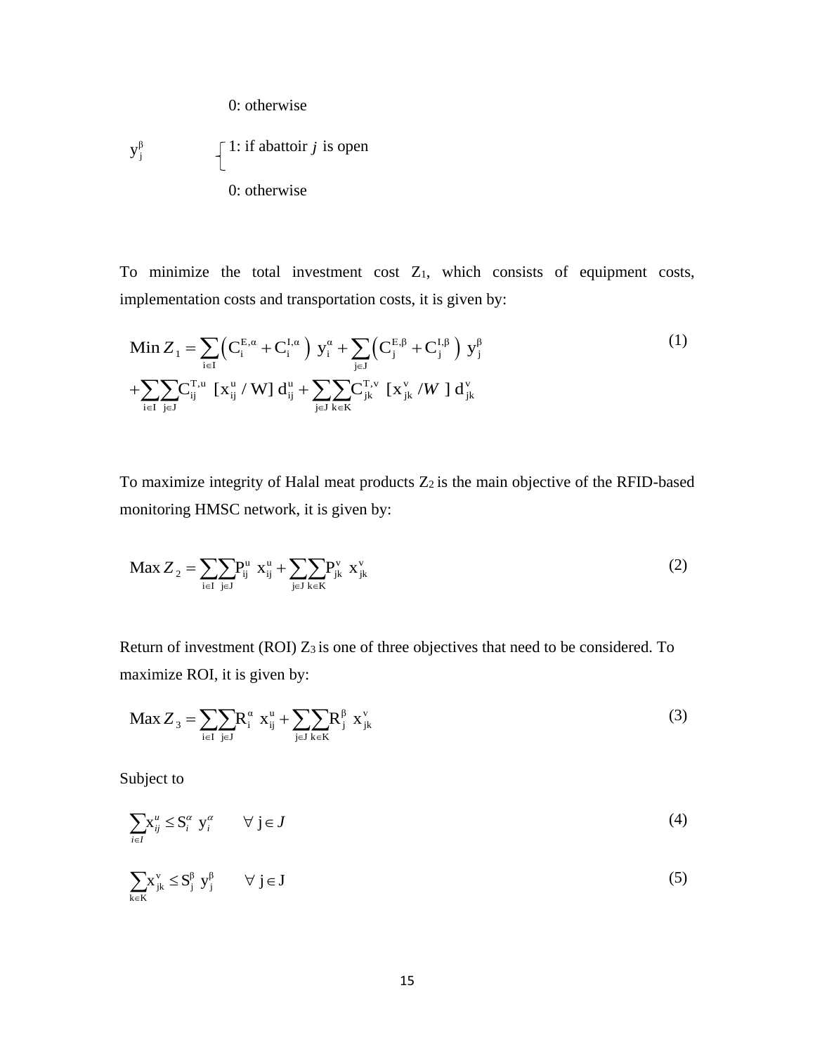0: otherwise

$$
y_j^{\beta} \quad \begin{cases} 1: \text{if abattoir } j \text{ is open} \\ 0: \text{otherwise} \end{cases}
$$

To minimize the total investment cost $Z_1$, which consists of equipment costs, implementation costs and transportation costs, it is given by:

$$
\begin{aligned}
\text{Min } Z_1 &= \sum_{i\in I}\left(C_i^{E,\alpha} + C_i^{I,\alpha}\right) y_i^{\alpha} + \sum_{j\in J}\left(C_j^{E,\beta} + C_j^{I,\beta}\right) y_j^{\beta} \\
&+ \sum_{i\in I}\sum_{j\in J} C_{ij}^{T,u}\ [x_{ij}^{u} / W]\ d_{ij}^{u} + \sum_{j\in J}\sum_{k\in K} C_{jk}^{T,v}\ [x_{jk}^{v} / W\ ]\ d_{jk}^{v}
\end{aligned}
\tag{1}
$$

To maximize integrity of Halal meat products $Z_2$ is the main objective of the RFID-based monitoring HMSC network, it is given by:

$$
\text{Max } Z_2 = \sum_{i\in I}\sum_{j\in J} P_{ij}^{u}\ x_{ij}^{u} + \sum_{j\in J}\sum_{k\in K} P_{jk}^{v}\ x_{jk}^{v} \tag{2}
$$

Return of investment (ROI) $Z_3$ is one of three objectives that need to be considered. To maximize ROI, it is given by:

$$
\text{Max } Z_3 = \sum_{i\in I}\sum_{j\in J} R_i^{\alpha}\ x_{ij}^{u} + \sum_{j\in J}\sum_{k\in K} R_j^{\beta}\ x_{jk}^{v} \tag{3}
$$

Subject to

$$
\sum_{i\in I} x_{ij}^{u} \leq S_i^{\alpha}\ y_i^{\alpha} \qquad \forall\ j \in J \tag{4}
$$

$$
\sum_{k\in K} x_{jk}^{v} \leq S_j^{\beta}\ y_j^{\beta} \qquad \forall\ j \in J \tag{5}
$$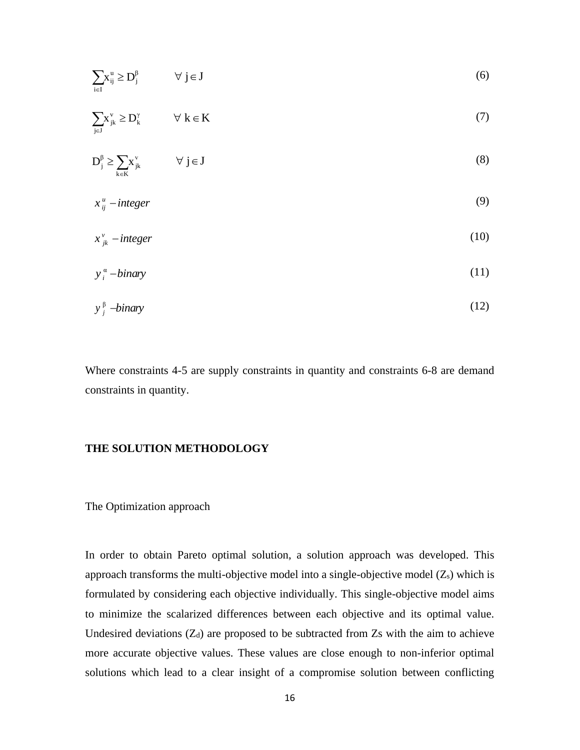$$\sum_{i \in I} x_{ij}^{u} \geq D_{j}^{\beta} \qquad \forall\ j \in J \tag{6}$$

$$\sum_{j \in J} x_{jk}^{v} \geq D_{k}^{\gamma} \qquad \forall\ k \in K \tag{7}$$

$$D_{j}^{\beta} \geq \sum_{k \in K} x_{jk}^{v} \qquad \forall\ j \in J \tag{8}$$

$$x_{ij}^{u} - integer \tag{9}$$

$$x_{jk}^{v} - integer \tag{10}$$

$$y_{i}^{\alpha} - binary \tag{11}$$

$$y_{j}^{\beta} - binary \tag{12}$$

Where constraints 4-5 are supply constraints in quantity and constraints 6-8 are demand constraints in quantity.

## THE SOLUTION METHODOLOGY

### The Optimization approach

In order to obtain Pareto optimal solution, a solution approach was developed. This approach transforms the multi-objective model into a single-objective model ($Z_s$) which is formulated by considering each objective individually. This single-objective model aims to minimize the scalarized differences between each objective and its optimal value. Undesired deviations ($Z_d$) are proposed to be subtracted from Zs with the aim to achieve more accurate objective values. These values are close enough to non-inferior optimal solutions which lead to a clear insight of a compromise solution between conflicting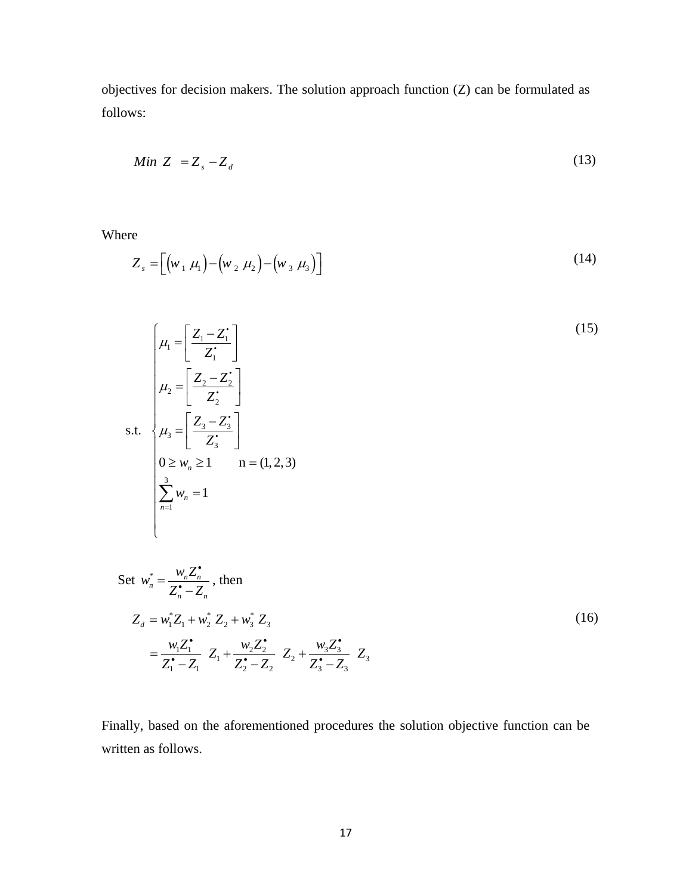objectives for decision makers. The solution approach function (Z) can be formulated as follows:

$$Min\ Z = Z_s - Z_d \tag{13}$$

Where

$$Z_s = \left[ \left(w_1\, \mu_1\right) - \left(w_2\, \mu_2\right) - \left(w_3\, \mu_3\right) \right] \tag{14}$$

$$\text{s.t.} \quad \begin{cases} \mu_1 = \left[ \dfrac{Z_1 - Z_1^{\bullet}}{Z_1^{\bullet}} \right] \\ \mu_2 = \left[ \dfrac{Z_2 - Z_2^{\bullet}}{Z_2^{\bullet}} \right] \\ \mu_3 = \left[ \dfrac{Z_3 - Z_3^{\bullet}}{Z_3^{\bullet}} \right] \\ 0 \geq w_n \geq 1 \qquad \text{n} = (1,2,3) \\ \displaystyle\sum_{n=1}^{3} w_n = 1 \end{cases} \tag{15}$$

Set $w_n^* = \dfrac{w_n Z_n^{\bullet}}{Z_n^{\bullet} - Z_n}$, then

$$\begin{aligned} Z_d &= w_1^* Z_1 + w_2^*\ Z_2 + w_3^*\ Z_3 \\ &= \frac{w_1 Z_1^{\bullet}}{Z_1^{\bullet} - Z_1}\ Z_1 + \frac{w_2 Z_2^{\bullet}}{Z_2^{\bullet} - Z_2}\ Z_2 + \frac{w_3 Z_3^{\bullet}}{Z_3^{\bullet} - Z_3}\ Z_3 \end{aligned} \tag{16}$$

Finally, based on the aforementioned procedures the solution objective function can be written as follows.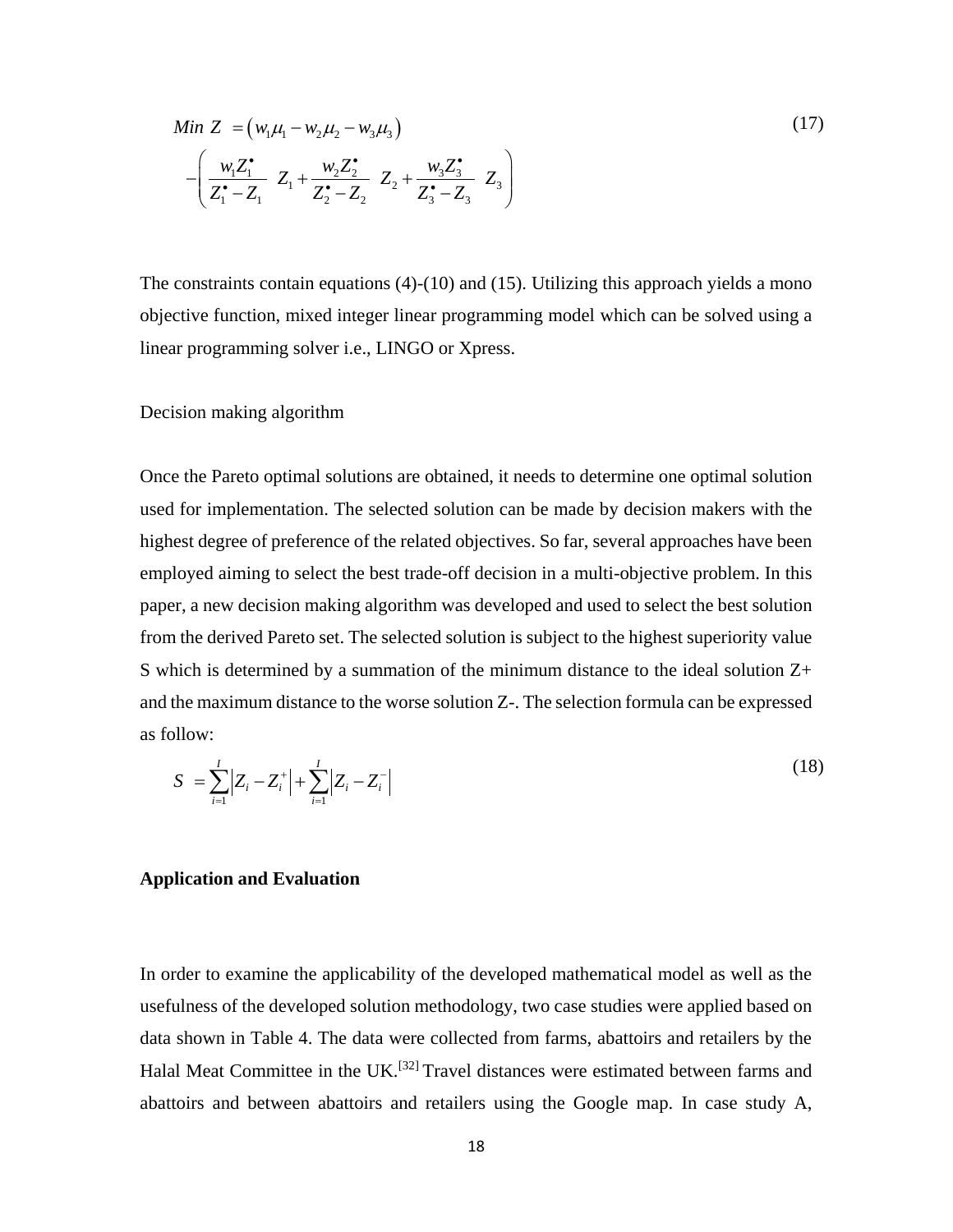$$Min\ Z = \left(w_1\mu_1 - w_2\mu_2 - w_3\mu_3\right) - \left(\frac{w_1 Z_1^{\bullet}}{Z_1^{\bullet} - Z_1}\ Z_1 + \frac{w_2 Z_2^{\bullet}}{Z_2^{\bullet} - Z_2}\ Z_2 + \frac{w_3 Z_3^{\bullet}}{Z_3^{\bullet} - Z_3}\ Z_3\right) \tag{17}$$

The constraints contain equations (4)-(10) and (15). Utilizing this approach yields a mono objective function, mixed integer linear programming model which can be solved using a linear programming solver i.e., LINGO or Xpress.

Decision making algorithm

Once the Pareto optimal solutions are obtained, it needs to determine one optimal solution used for implementation. The selected solution can be made by decision makers with the highest degree of preference of the related objectives. So far, several approaches have been employed aiming to select the best trade-off decision in a multi-objective problem. In this paper, a new decision making algorithm was developed and used to select the best solution from the derived Pareto set. The selected solution is subject to the highest superiority value S which is determined by a summation of the minimum distance to the ideal solution Z+ and the maximum distance to the worse solution Z-. The selection formula can be expressed as follow:

$$S = \sum_{i=1}^{I}\left|Z_i - Z_i^{+}\right| + \sum_{i=1}^{I}\left|Z_i - Z_i^{-}\right| \tag{18}$$

## Application and Evaluation

In order to examine the applicability of the developed mathematical model as well as the usefulness of the developed solution methodology, two case studies were applied based on data shown in Table 4. The data were collected from farms, abattoirs and retailers by the Halal Meat Committee in the UK.[32] Travel distances were estimated between farms and abattoirs and between abattoirs and retailers using the Google map. In case study A,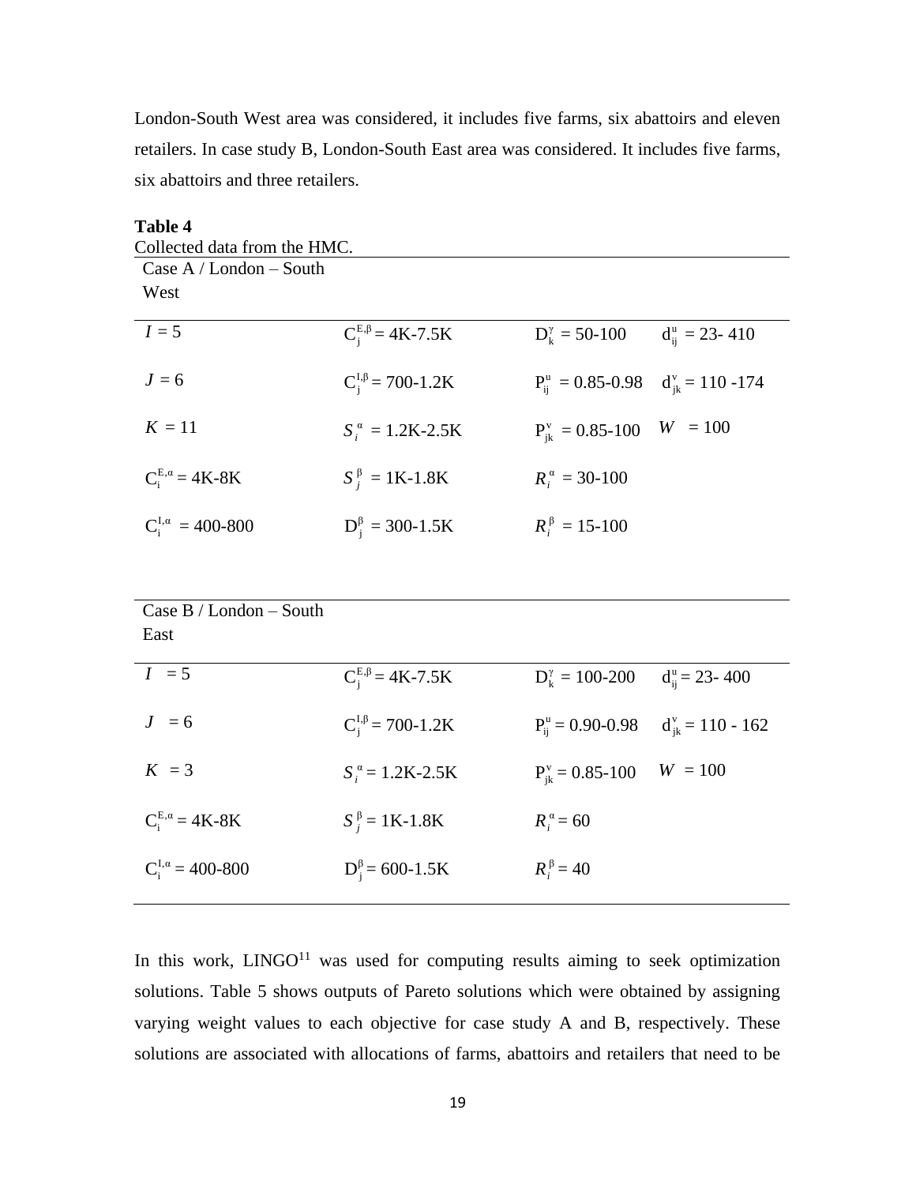London-South West area was considered, it includes five farms, six abattoirs and eleven retailers. In case study B, London-South East area was considered. It includes five farms, six abattoirs and three retailers.

**Table 4**
Collected data from the HMC.

| Case A / London – South West | | | |
|---|---|---|---|
| $I$ = 5 | $C_j^{E,\beta}$ = 4K-7.5K | $D_k^{\gamma}$ = 50-100 | $d_{ij}^{u}$ = 23- 410 |
| $J$ = 6 | $C_j^{I,\beta}$ = 700-1.2K | $P_{ij}^{u}$ = 0.85-0.98 | $d_{jk}^{v}$ = 110 -174 |
| $K$ = 11 | $S_i^{\alpha}$ = 1.2K-2.5K | $P_{jk}^{v}$ = 0.85-100 | $W$ = 100 |
| $C_i^{E,\alpha}$ = 4K-8K | $S_j^{\beta}$ = 1K-1.8K | $R_i^{\alpha}$ = 30-100 | |
| $C_i^{I,\alpha}$ = 400-800 | $D_j^{\beta}$ = 300-1.5K | $R_i^{\beta}$ = 15-100 | |

| Case B / London – South East | | | |
|---|---|---|---|
| $I$ = 5 | $C_j^{E,\beta}$ = 4K-7.5K | $D_k^{\gamma}$ = 100-200 | $d_{ij}^{u}$ = 23- 400 |
| $J$ = 6 | $C_j^{I,\beta}$ = 700-1.2K | $P_{ij}^{u}$ = 0.90-0.98 | $d_{jk}^{v}$ = 110 - 162 |
| $K$ = 3 | $S_i^{\alpha}$ = 1.2K-2.5K | $P_{jk}^{v}$ = 0.85-100 | $W$ = 100 |
| $C_i^{E,\alpha}$ = 4K-8K | $S_j^{\beta}$ = 1K-1.8K | $R_i^{\alpha}$ = 60 | |
| $C_i^{I,\alpha}$ = 400-800 | $D_j^{\beta}$ = 600-1.5K | $R_i^{\beta}$ = 40 | |

In this work, LINGO[11] was used for computing results aiming to seek optimization solutions. Table 5 shows outputs of Pareto solutions which were obtained by assigning varying weight values to each objective for case study A and B, respectively. These solutions are associated with allocations of farms, abattoirs and retailers that need to be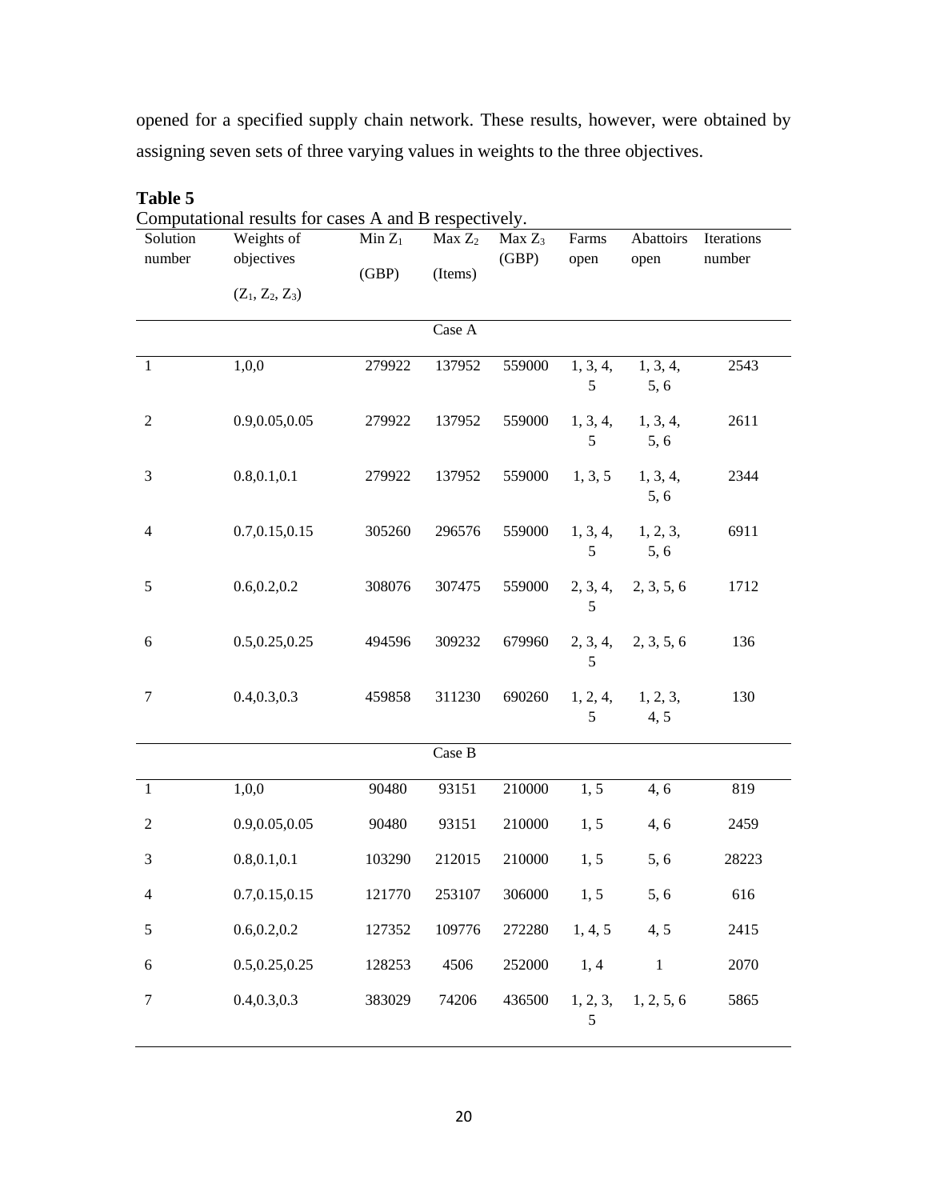opened for a specified supply chain network. These results, however, were obtained by assigning seven sets of three varying values in weights to the three objectives.

**Table 5**

Computational results for cases A and B respectively.

| Solution number | Weights of objectives ($Z_1$, $Z_2$, $Z_3$) | Min $Z_1$ (GBP) | Max $Z_2$ (Items) | Max $Z_3$ (GBP) | Farms open | Abattoirs open | Iterations number |
|---|---|---|---|---|---|---|---|
| | | | Case A | | | | |
| 1 | 1,0,0 | 279922 | 137952 | 559000 | 1, 3, 4, 5 | 1, 3, 4, 5, 6 | 2543 |
| 2 | 0.9,0.05,0.05 | 279922 | 137952 | 559000 | 1, 3, 4, 5 | 1, 3, 4, 5, 6 | 2611 |
| 3 | 0.8,0.1,0.1 | 279922 | 137952 | 559000 | 1, 3, 5 | 1, 3, 4, 5, 6 | 2344 |
| 4 | 0.7,0.15,0.15 | 305260 | 296576 | 559000 | 1, 3, 4, 5 | 1, 2, 3, 5, 6 | 6911 |
| 5 | 0.6,0.2,0.2 | 308076 | 307475 | 559000 | 2, 3, 4, 5 | 2, 3, 5, 6 | 1712 |
| 6 | 0.5,0.25,0.25 | 494596 | 309232 | 679960 | 2, 3, 4, 5 | 2, 3, 5, 6 | 136 |
| 7 | 0.4,0.3,0.3 | 459858 | 311230 | 690260 | 1, 2, 4, 5 | 1, 2, 3, 4, 5 | 130 |
| | | | Case B | | | | |
| 1 | 1,0,0 | 90480 | 93151 | 210000 | 1, 5 | 4, 6 | 819 |
| 2 | 0.9,0.05,0.05 | 90480 | 93151 | 210000 | 1, 5 | 4, 6 | 2459 |
| 3 | 0.8,0.1,0.1 | 103290 | 212015 | 210000 | 1, 5 | 5, 6 | 28223 |
| 4 | 0.7,0.15,0.15 | 121770 | 253107 | 306000 | 1, 5 | 5, 6 | 616 |
| 5 | 0.6,0.2,0.2 | 127352 | 109776 | 272280 | 1, 4, 5 | 4, 5 | 2415 |
| 6 | 0.5,0.25,0.25 | 128253 | 4506 | 252000 | 1, 4 | 1 | 2070 |
| 7 | 0.4,0.3,0.3 | 383029 | 74206 | 436500 | 1, 2, 3, 5 | 1, 2, 5, 6 | 5865 |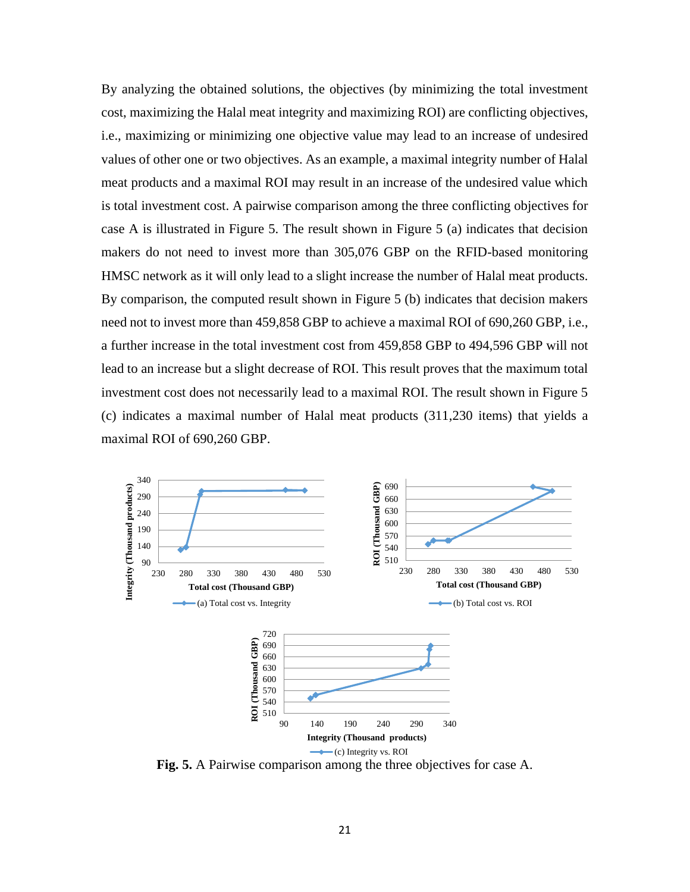By analyzing the obtained solutions, the objectives (by minimizing the total investment cost, maximizing the Halal meat integrity and maximizing ROI) are conflicting objectives, i.e., maximizing or minimizing one objective value may lead to an increase of undesired values of other one or two objectives. As an example, a maximal integrity number of Halal meat products and a maximal ROI may result in an increase of the undesired value which is total investment cost. A pairwise comparison among the three conflicting objectives for case A is illustrated in Figure 5. The result shown in Figure 5 (a) indicates that decision makers do not need to invest more than 305,076 GBP on the RFID-based monitoring HMSC network as it will only lead to a slight increase the number of Halal meat products. By comparison, the computed result shown in Figure 5 (b) indicates that decision makers need not to invest more than 459,858 GBP to achieve a maximal ROI of 690,260 GBP, i.e., a further increase in the total investment cost from 459,858 GBP to 494,596 GBP will not lead to an increase but a slight decrease of ROI. This result proves that the maximum total investment cost does not necessarily lead to a maximal ROI. The result shown in Figure 5 (c) indicates a maximal number of Halal meat products (311,230 items) that yields a maximal ROI of 690,260 GBP.

**Fig. 5.** A Pairwise comparison among the three objectives for case A.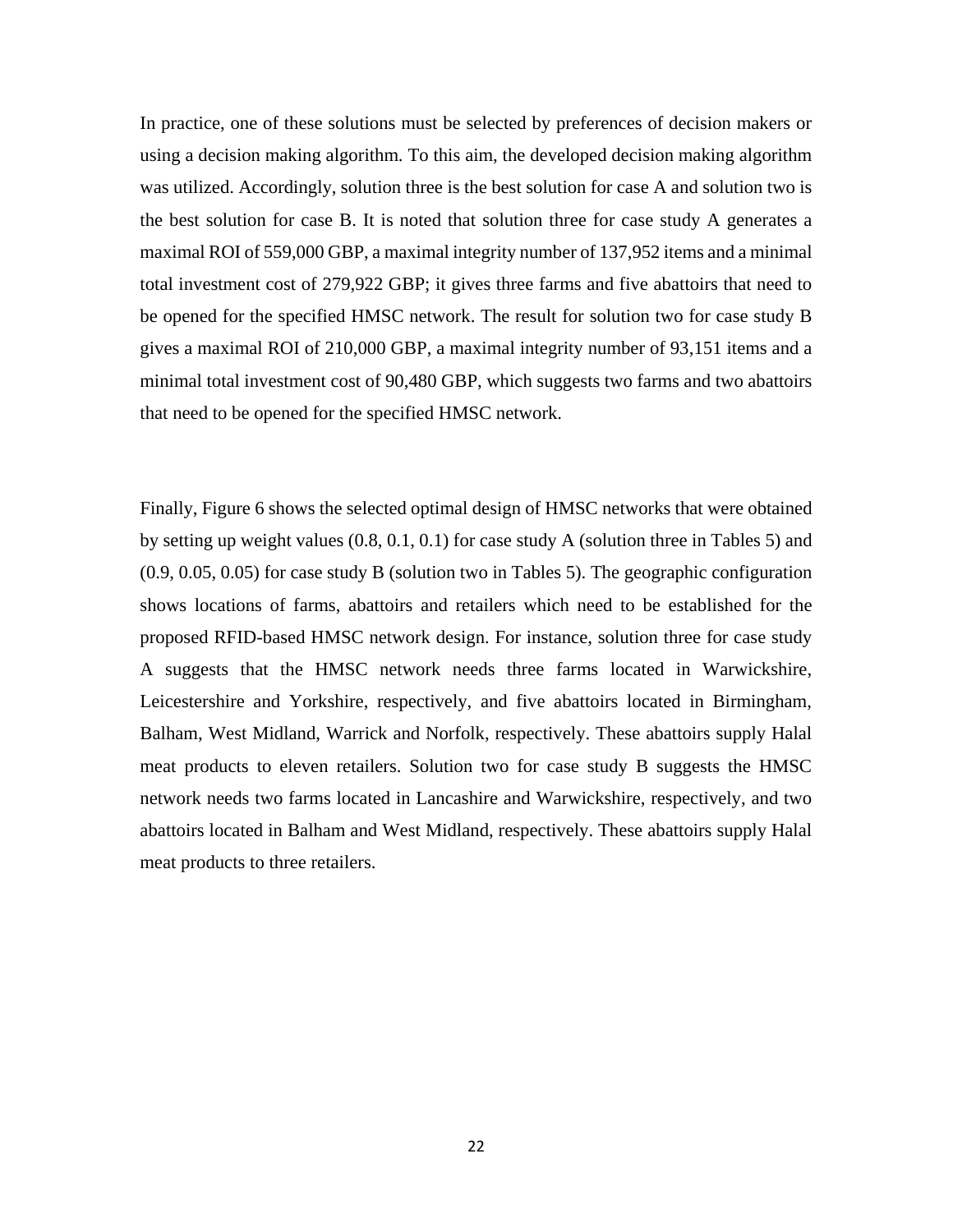In practice, one of these solutions must be selected by preferences of decision makers or using a decision making algorithm. To this aim, the developed decision making algorithm was utilized. Accordingly, solution three is the best solution for case A and solution two is the best solution for case B. It is noted that solution three for case study A generates a maximal ROI of 559,000 GBP, a maximal integrity number of 137,952 items and a minimal total investment cost of 279,922 GBP; it gives three farms and five abattoirs that need to be opened for the specified HMSC network. The result for solution two for case study B gives a maximal ROI of 210,000 GBP, a maximal integrity number of 93,151 items and a minimal total investment cost of 90,480 GBP, which suggests two farms and two abattoirs that need to be opened for the specified HMSC network.

Finally, Figure 6 shows the selected optimal design of HMSC networks that were obtained by setting up weight values (0.8, 0.1, 0.1) for case study A (solution three in Tables 5) and (0.9, 0.05, 0.05) for case study B (solution two in Tables 5). The geographic configuration shows locations of farms, abattoirs and retailers which need to be established for the proposed RFID-based HMSC network design. For instance, solution three for case study A suggests that the HMSC network needs three farms located in Warwickshire, Leicestershire and Yorkshire, respectively, and five abattoirs located in Birmingham, Balham, West Midland, Warrick and Norfolk, respectively. These abattoirs supply Halal meat products to eleven retailers. Solution two for case study B suggests the HMSC network needs two farms located in Lancashire and Warwickshire, respectively, and two abattoirs located in Balham and West Midland, respectively. These abattoirs supply Halal meat products to three retailers.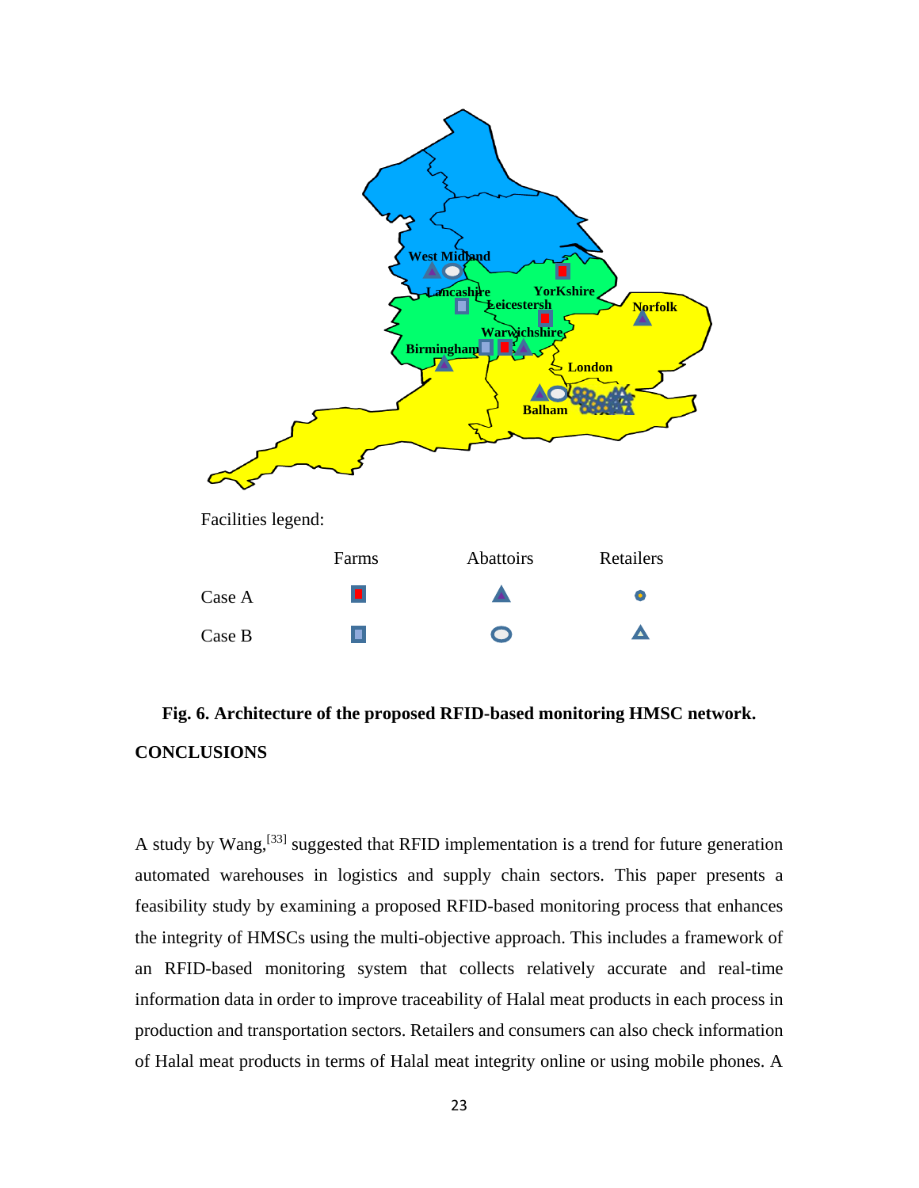Facilities legend:

| | Farms | Abattoirs | Retailers |
|---|---|---|---|
| Case A | | | |
| Case B | | | |

**Fig. 6. Architecture of the proposed RFID-based monitoring HMSC network.**

## CONCLUSIONS

A study by Wang,[33] suggested that RFID implementation is a trend for future generation automated warehouses in logistics and supply chain sectors. This paper presents a feasibility study by examining a proposed RFID-based monitoring process that enhances the integrity of HMSCs using the multi-objective approach. This includes a framework of an RFID-based monitoring system that collects relatively accurate and real-time information data in order to improve traceability of Halal meat products in each process in production and transportation sectors. Retailers and consumers can also check information of Halal meat products in terms of Halal meat integrity online or using mobile phones. A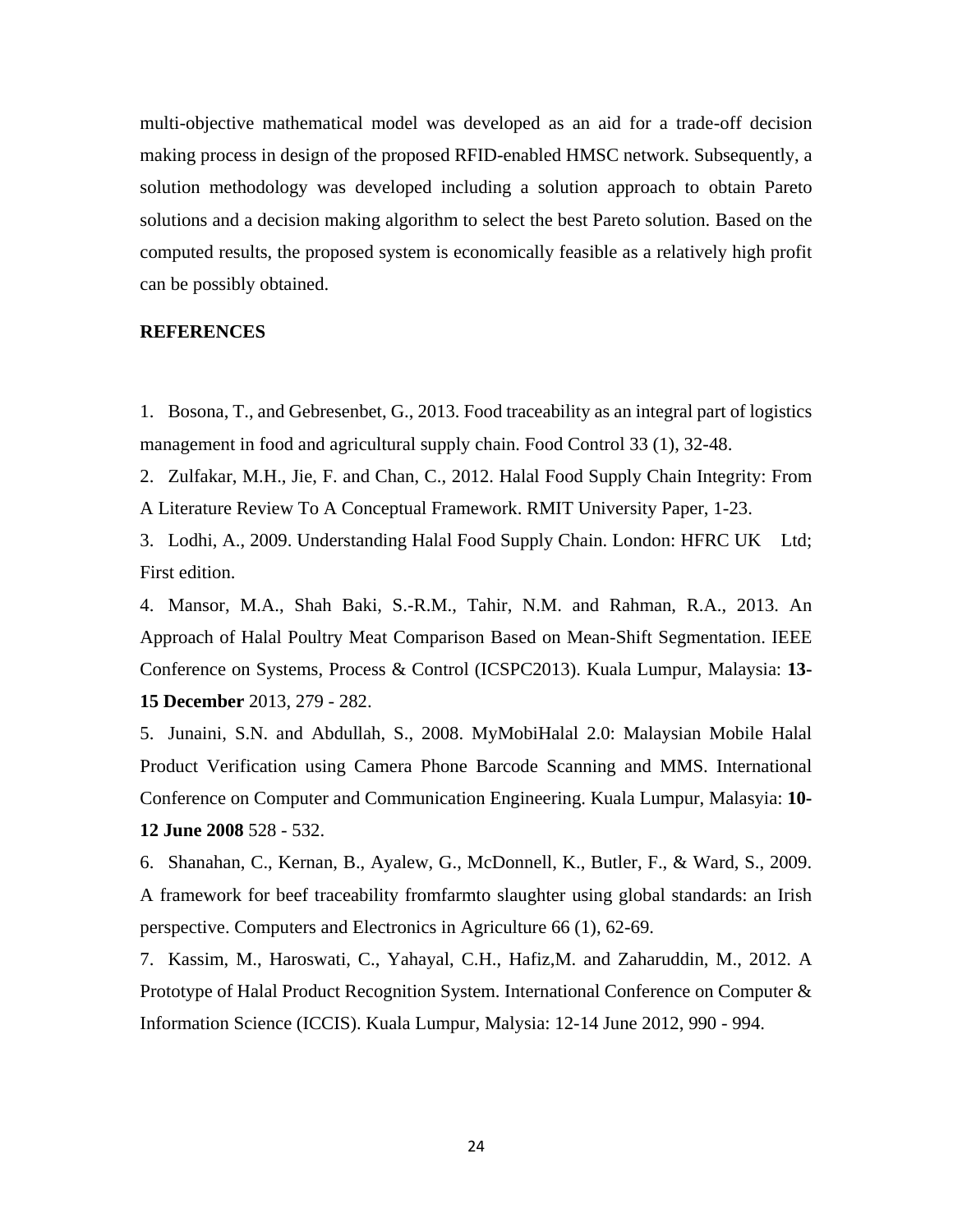multi-objective mathematical model was developed as an aid for a trade-off decision making process in design of the proposed RFID-enabled HMSC network. Subsequently, a solution methodology was developed including a solution approach to obtain Pareto solutions and a decision making algorithm to select the best Pareto solution. Based on the computed results, the proposed system is economically feasible as a relatively high profit can be possibly obtained.

## REFERENCES

1. Bosona, T., and Gebresenbet, G., 2013. Food traceability as an integral part of logistics management in food and agricultural supply chain. Food Control 33 (1), 32-48.
2. Zulfakar, M.H., Jie, F. and Chan, C., 2012. Halal Food Supply Chain Integrity: From A Literature Review To A Conceptual Framework. RMIT University Paper, 1-23.
3. Lodhi, A., 2009. Understanding Halal Food Supply Chain. London: HFRC UK Ltd; First edition.
4. Mansor, M.A., Shah Baki, S.-R.M., Tahir, N.M. and Rahman, R.A., 2013. An Approach of Halal Poultry Meat Comparison Based on Mean-Shift Segmentation. IEEE Conference on Systems, Process & Control (ICSPC2013). Kuala Lumpur, Malaysia: **13-15 December** 2013, 279 - 282.
5. Junaini, S.N. and Abdullah, S., 2008. MyMobiHalal 2.0: Malaysian Mobile Halal Product Verification using Camera Phone Barcode Scanning and MMS. International Conference on Computer and Communication Engineering. Kuala Lumpur, Malasyia: **10-12 June 2008** 528 - 532.
6. Shanahan, C., Kernan, B., Ayalew, G., McDonnell, K., Butler, F., & Ward, S., 2009. A framework for beef traceability fromfarmto slaughter using global standards: an Irish perspective. Computers and Electronics in Agriculture 66 (1), 62-69.
7. Kassim, M., Haroswati, C., Yahayal, C.H., Hafiz,M. and Zaharuddin, M., 2012. A Prototype of Halal Product Recognition System. International Conference on Computer & Information Science (ICCIS). Kuala Lumpur, Malysia: 12-14 June 2012, 990 - 994.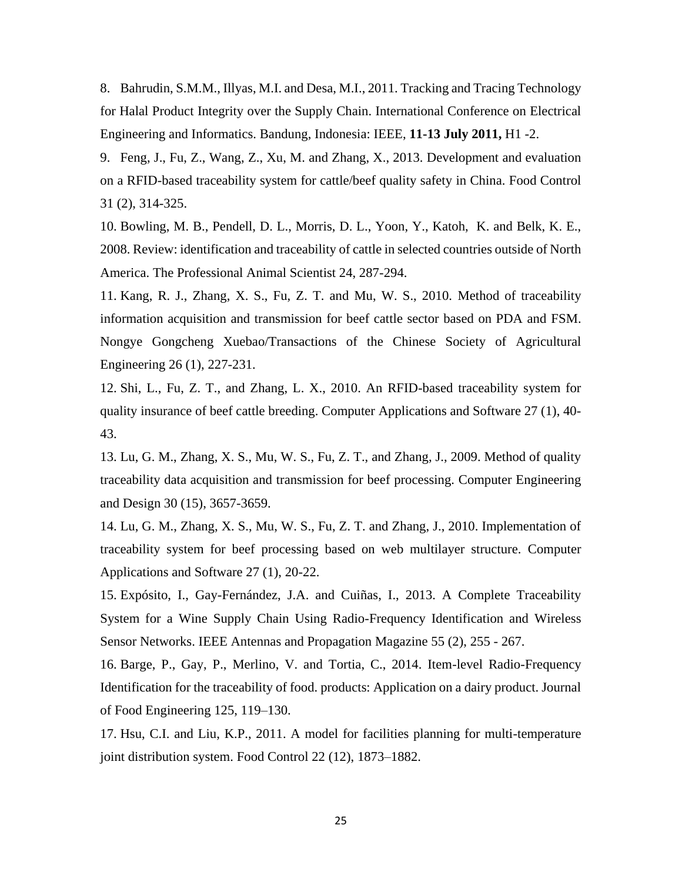8. Bahrudin, S.M.M., Illyas, M.I. and Desa, M.I., 2011. Tracking and Tracing Technology for Halal Product Integrity over the Supply Chain. International Conference on Electrical Engineering and Informatics. Bandung, Indonesia: IEEE, **11-13 July 2011,** H1 -2.

9. Feng, J., Fu, Z., Wang, Z., Xu, M. and Zhang, X., 2013. Development and evaluation on a RFID-based traceability system for cattle/beef quality safety in China. Food Control 31 (2), 314-325.

10. Bowling, M. B., Pendell, D. L., Morris, D. L., Yoon, Y., Katoh, K. and Belk, K. E., 2008. Review: identification and traceability of cattle in selected countries outside of North America. The Professional Animal Scientist 24, 287-294.

11. Kang, R. J., Zhang, X. S., Fu, Z. T. and Mu, W. S., 2010. Method of traceability information acquisition and transmission for beef cattle sector based on PDA and FSM. Nongye Gongcheng Xuebao/Transactions of the Chinese Society of Agricultural Engineering 26 (1), 227-231.

12. Shi, L., Fu, Z. T., and Zhang, L. X., 2010. An RFID-based traceability system for quality insurance of beef cattle breeding. Computer Applications and Software 27 (1), 40-43.

13. Lu, G. M., Zhang, X. S., Mu, W. S., Fu, Z. T., and Zhang, J., 2009. Method of quality traceability data acquisition and transmission for beef processing. Computer Engineering and Design 30 (15), 3657-3659.

14. Lu, G. M., Zhang, X. S., Mu, W. S., Fu, Z. T. and Zhang, J., 2010. Implementation of traceability system for beef processing based on web multilayer structure. Computer Applications and Software 27 (1), 20-22.

15. Expósito, I., Gay-Fernández, J.A. and Cuiñas, I., 2013. A Complete Traceability System for a Wine Supply Chain Using Radio-Frequency Identification and Wireless Sensor Networks. IEEE Antennas and Propagation Magazine 55 (2), 255 - 267.

16. Barge, P., Gay, P., Merlino, V. and Tortia, C., 2014. Item-level Radio-Frequency Identification for the traceability of food. products: Application on a dairy product. Journal of Food Engineering 125, 119–130.

17. Hsu, C.I. and Liu, K.P., 2011. A model for facilities planning for multi-temperature joint distribution system. Food Control 22 (12), 1873–1882.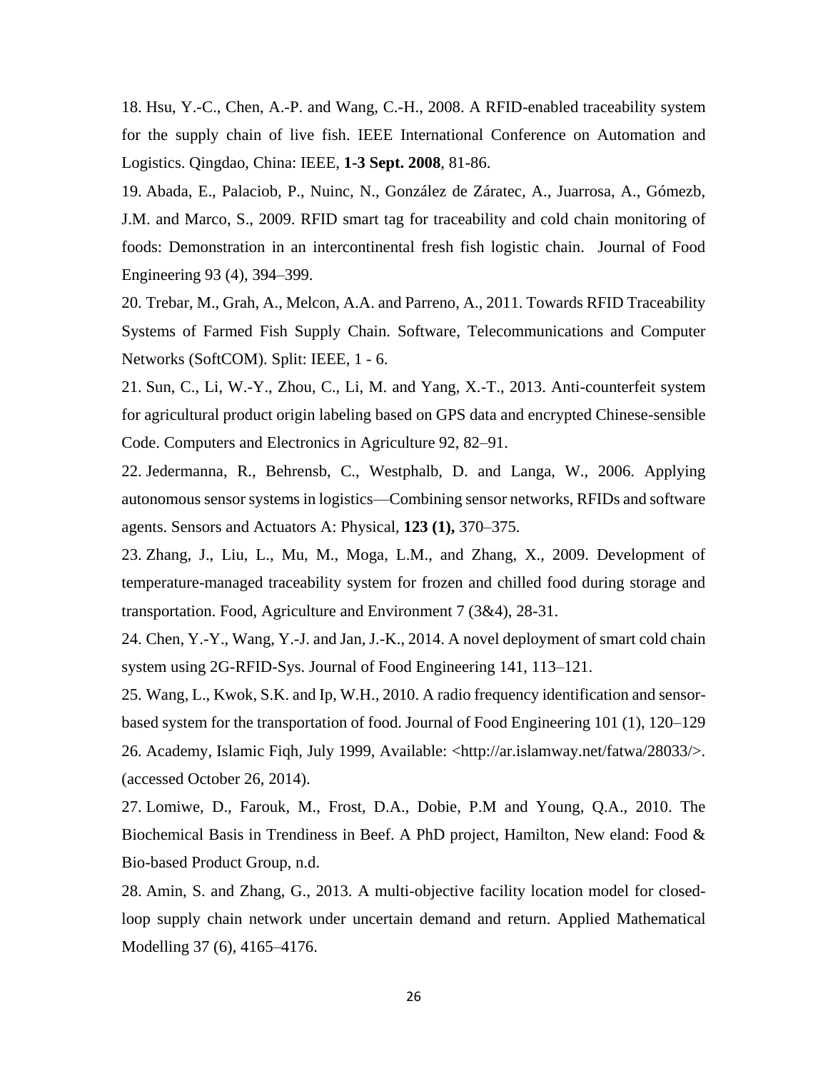18. Hsu, Y.-C., Chen, A.-P. and Wang, C.-H., 2008. A RFID-enabled traceability system for the supply chain of live fish. IEEE International Conference on Automation and Logistics. Qingdao, China: IEEE, **1-3 Sept. 2008**, 81-86.

19. Abada, E., Palaciob, P., Nuinc, N., González de Záratec, A., Juarrosa, A., Gómezb, J.M. and Marco, S., 2009. RFID smart tag for traceability and cold chain monitoring of foods: Demonstration in an intercontinental fresh fish logistic chain. Journal of Food Engineering 93 (4), 394–399.

20. Trebar, M., Grah, A., Melcon, A.A. and Parreno, A., 2011. Towards RFID Traceability Systems of Farmed Fish Supply Chain. Software, Telecommunications and Computer Networks (SoftCOM). Split: IEEE, 1 - 6.

21. Sun, C., Li, W.-Y., Zhou, C., Li, M. and Yang, X.-T., 2013. Anti-counterfeit system for agricultural product origin labeling based on GPS data and encrypted Chinese-sensible Code. Computers and Electronics in Agriculture 92, 82–91.

22. Jedermanna, R., Behrensb, C., Westphalb, D. and Langa, W., 2006. Applying autonomous sensor systems in logistics—Combining sensor networks, RFIDs and software agents. Sensors and Actuators A: Physical, **123 (1),** 370–375.

23. Zhang, J., Liu, L., Mu, M., Moga, L.M., and Zhang, X., 2009. Development of temperature-managed traceability system for frozen and chilled food during storage and transportation. Food, Agriculture and Environment 7 (3&4), 28-31.

24. Chen, Y.-Y., Wang, Y.-J. and Jan, J.-K., 2014. A novel deployment of smart cold chain system using 2G-RFID-Sys. Journal of Food Engineering 141, 113–121.

25. Wang, L., Kwok, S.K. and Ip, W.H., 2010. A radio frequency identification and sensor-based system for the transportation of food. Journal of Food Engineering 101 (1), 120–129

26. Academy, Islamic Fiqh, July 1999, Available: <http://ar.islamway.net/fatwa/28033/>. (accessed October 26, 2014).

27. Lomiwe, D., Farouk, M., Frost, D.A., Dobie, P.M and Young, Q.A., 2010. The Biochemical Basis in Trendiness in Beef. A PhD project, Hamilton, New eland: Food & Bio-based Product Group, n.d.

28. Amin, S. and Zhang, G., 2013. A multi-objective facility location model for closed-loop supply chain network under uncertain demand and return. Applied Mathematical Modelling 37 (6), 4165–4176.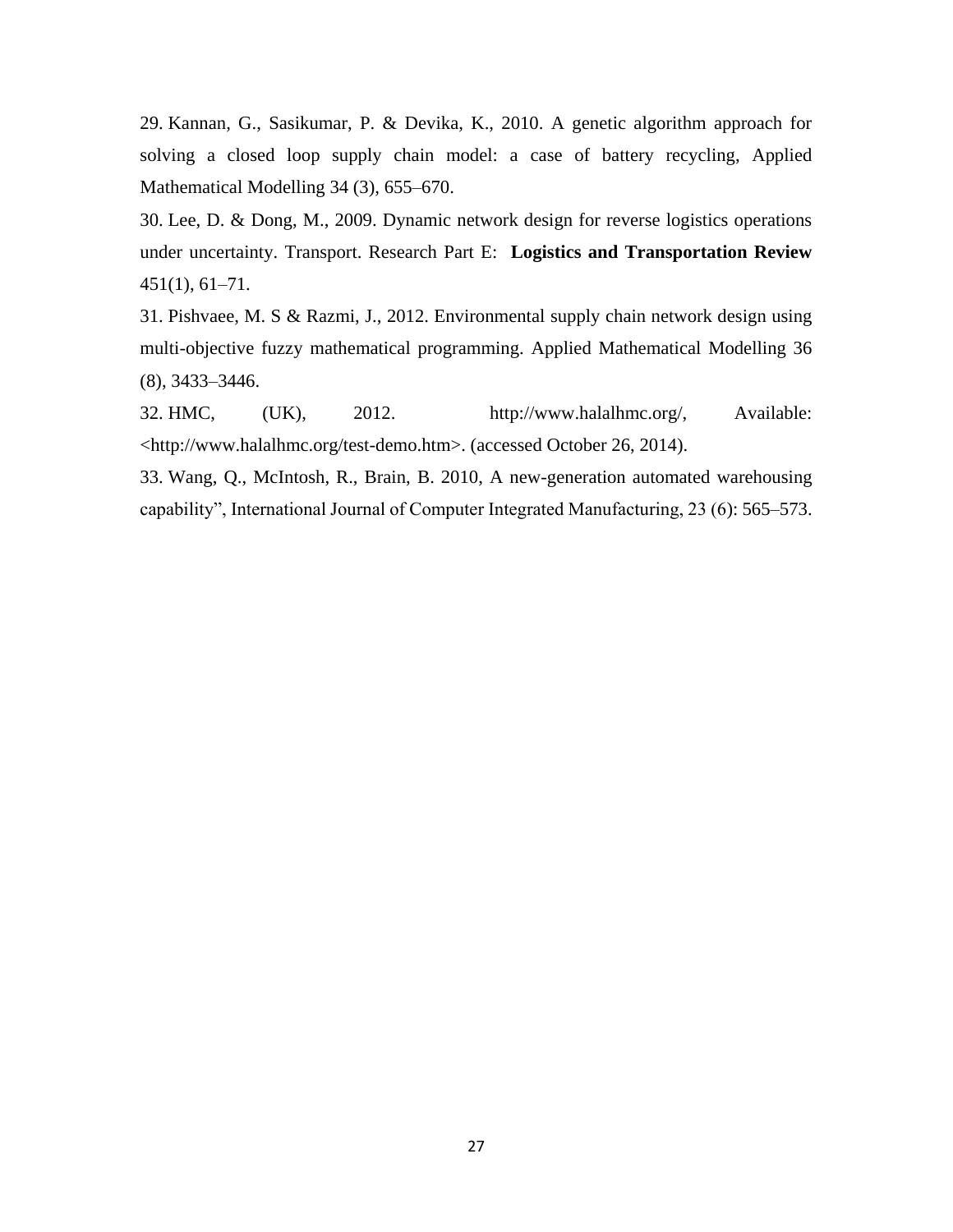29. Kannan, G., Sasikumar, P. & Devika, K., 2010. A genetic algorithm approach for solving a closed loop supply chain model: a case of battery recycling, Applied Mathematical Modelling 34 (3), 655–670.

30. Lee, D. & Dong, M., 2009. Dynamic network design for reverse logistics operations under uncertainty. Transport. Research Part E: **Logistics and Transportation Review** 451(1), 61–71.

31. Pishvaee, M. S & Razmi, J., 2012. Environmental supply chain network design using multi-objective fuzzy mathematical programming. Applied Mathematical Modelling 36 (8), 3433–3446.

32. HMC, (UK), 2012. http://www.halalhmc.org/, Available: <http://www.halalhmc.org/test-demo.htm>. (accessed October 26, 2014).

33. Wang, Q., McIntosh, R., Brain, B. 2010, A new-generation automated warehousing capability", International Journal of Computer Integrated Manufacturing, 23 (6): 565–573.